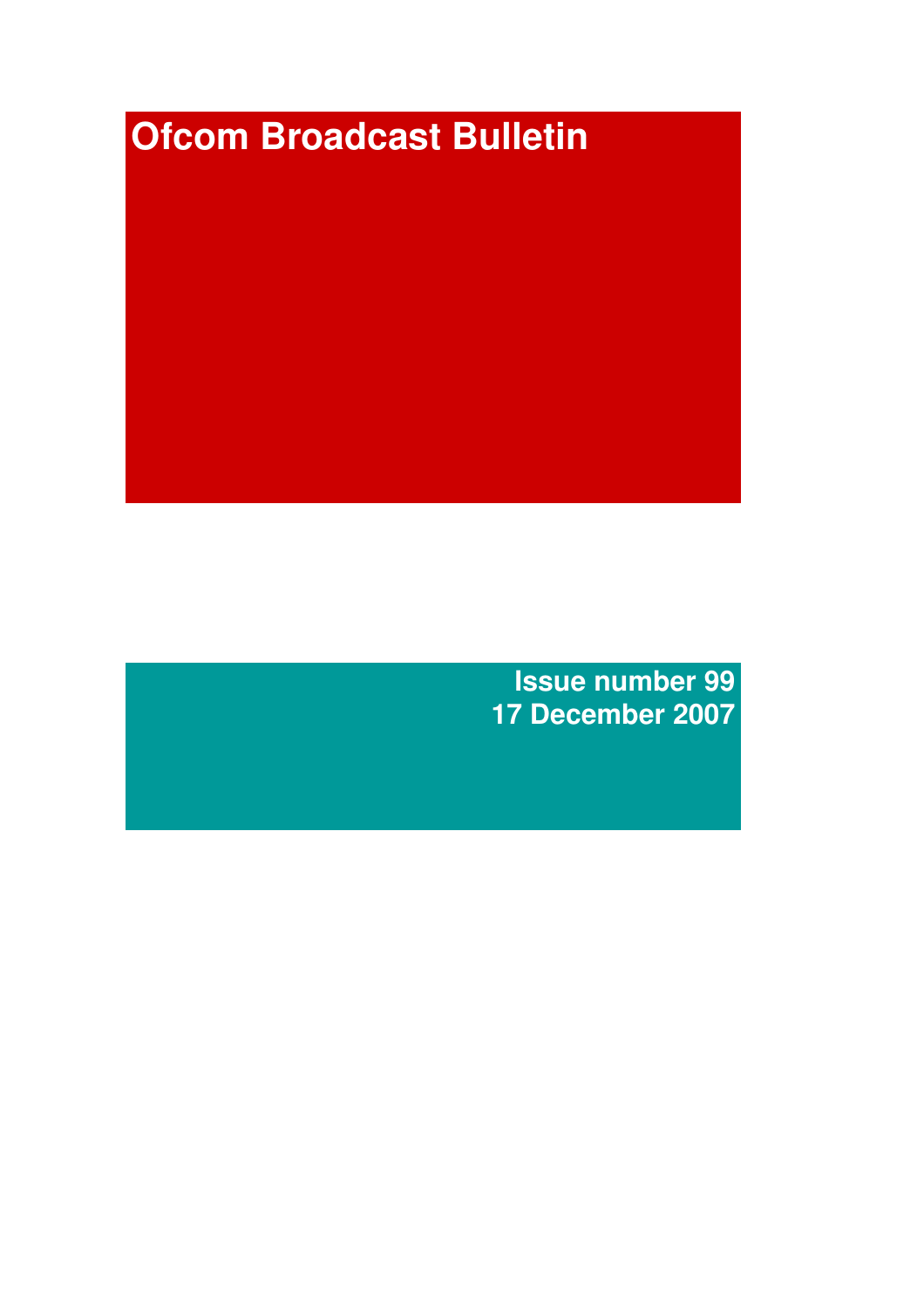# Ofcom Broadcast Bulletin

**Issue number 99**
**17 December 2007**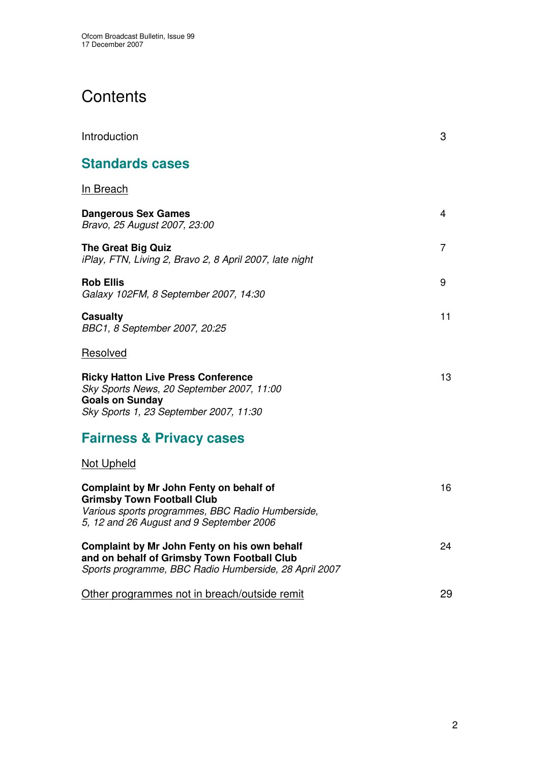# Contents

Introduction 3

## Standards cases

In Breach

**Dangerous Sex Games** 4
*Bravo, 25 August 2007, 23:00*

**The Great Big Quiz** 7
*iPlay, FTN, Living 2, Bravo 2, 8 April 2007, late night*

**Rob Ellis** 9
*Galaxy 102FM, 8 September 2007, 14:30*

**Casualty** 11
*BBC1, 8 September 2007, 20:25*

Resolved

**Ricky Hatton Live Press Conference** 13
*Sky Sports News, 20 September 2007, 11:00*
**Goals on Sunday**
*Sky Sports 1, 23 September 2007, 11:30*

## Fairness & Privacy cases

Not Upheld

**Complaint by Mr John Fenty on behalf of Grimsby Town Football Club** 16
*Various sports programmes, BBC Radio Humberside, 5, 12 and 26 August and 9 September 2006*

**Complaint by Mr John Fenty on his own behalf and on behalf of Grimsby Town Football Club** 24
*Sports programme, BBC Radio Humberside, 28 April 2007*

Other programmes not in breach/outside remit 29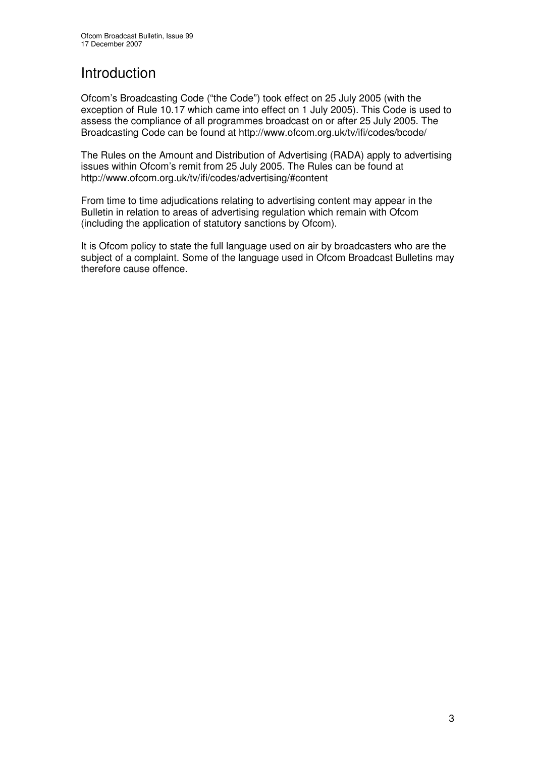# Introduction

Ofcom's Broadcasting Code ("the Code") took effect on 25 July 2005 (with the exception of Rule 10.17 which came into effect on 1 July 2005). This Code is used to assess the compliance of all programmes broadcast on or after 25 July 2005. The Broadcasting Code can be found at http://www.ofcom.org.uk/tv/ifi/codes/bcode/

The Rules on the Amount and Distribution of Advertising (RADA) apply to advertising issues within Ofcom's remit from 25 July 2005. The Rules can be found at http://www.ofcom.org.uk/tv/ifi/codes/advertising/#content

From time to time adjudications relating to advertising content may appear in the Bulletin in relation to areas of advertising regulation which remain with Ofcom (including the application of statutory sanctions by Ofcom).

It is Ofcom policy to state the full language used on air by broadcasters who are the subject of a complaint. Some of the language used in Ofcom Broadcast Bulletins may therefore cause offence.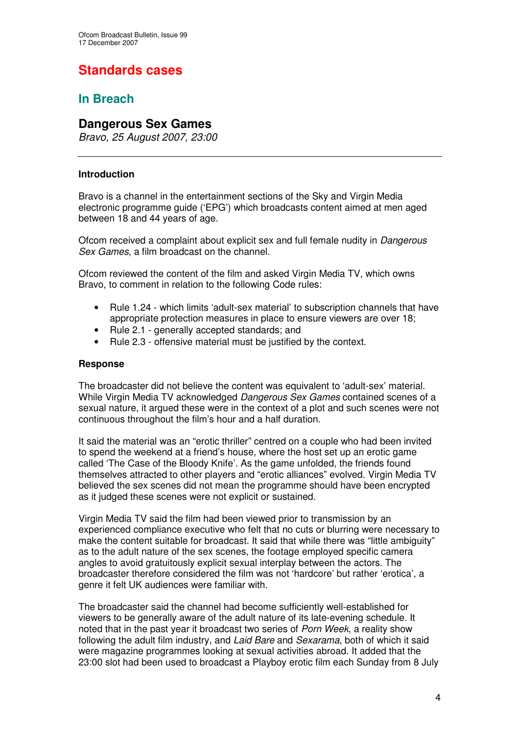# Standards cases

## In Breach

### Dangerous Sex Games

*Bravo, 25 August 2007, 23:00*

---

**Introduction**

Bravo is a channel in the entertainment sections of the Sky and Virgin Media electronic programme guide ('EPG') which broadcasts content aimed at men aged between 18 and 44 years of age.

Ofcom received a complaint about explicit sex and full female nudity in *Dangerous Sex Games,* a film broadcast on the channel.

Ofcom reviewed the content of the film and asked Virgin Media TV, which owns Bravo, to comment in relation to the following Code rules:

- Rule 1.24 - which limits 'adult-sex material' to subscription channels that have appropriate protection measures in place to ensure viewers are over 18;
- Rule 2.1 - generally accepted standards; and
- Rule 2.3 - offensive material must be justified by the context.

**Response**

The broadcaster did not believe the content was equivalent to 'adult-sex' material. While Virgin Media TV acknowledged *Dangerous Sex Games* contained scenes of a sexual nature, it argued these were in the context of a plot and such scenes were not continuous throughout the film's hour and a half duration.

It said the material was an "erotic thriller" centred on a couple who had been invited to spend the weekend at a friend's house, where the host set up an erotic game called 'The Case of the Bloody Knife'. As the game unfolded, the friends found themselves attracted to other players and "erotic alliances" evolved. Virgin Media TV believed the sex scenes did not mean the programme should have been encrypted as it judged these scenes were not explicit or sustained.

Virgin Media TV said the film had been viewed prior to transmission by an experienced compliance executive who felt that no cuts or blurring were necessary to make the content suitable for broadcast. It said that while there was "little ambiguity" as to the adult nature of the sex scenes, the footage employed specific camera angles to avoid gratuitously explicit sexual interplay between the actors. The broadcaster therefore considered the film was not 'hardcore' but rather 'erotica', a genre it felt UK audiences were familiar with.

The broadcaster said the channel had become sufficiently well-established for viewers to be generally aware of the adult nature of its late-evening schedule. It noted that in the past year it broadcast two series of *Porn Week*, a reality show following the adult film industry, and *Laid Bare* and *Sexarama*, both of which it said were magazine programmes looking at sexual activities abroad. It added that the 23:00 slot had been used to broadcast a Playboy erotic film each Sunday from 8 July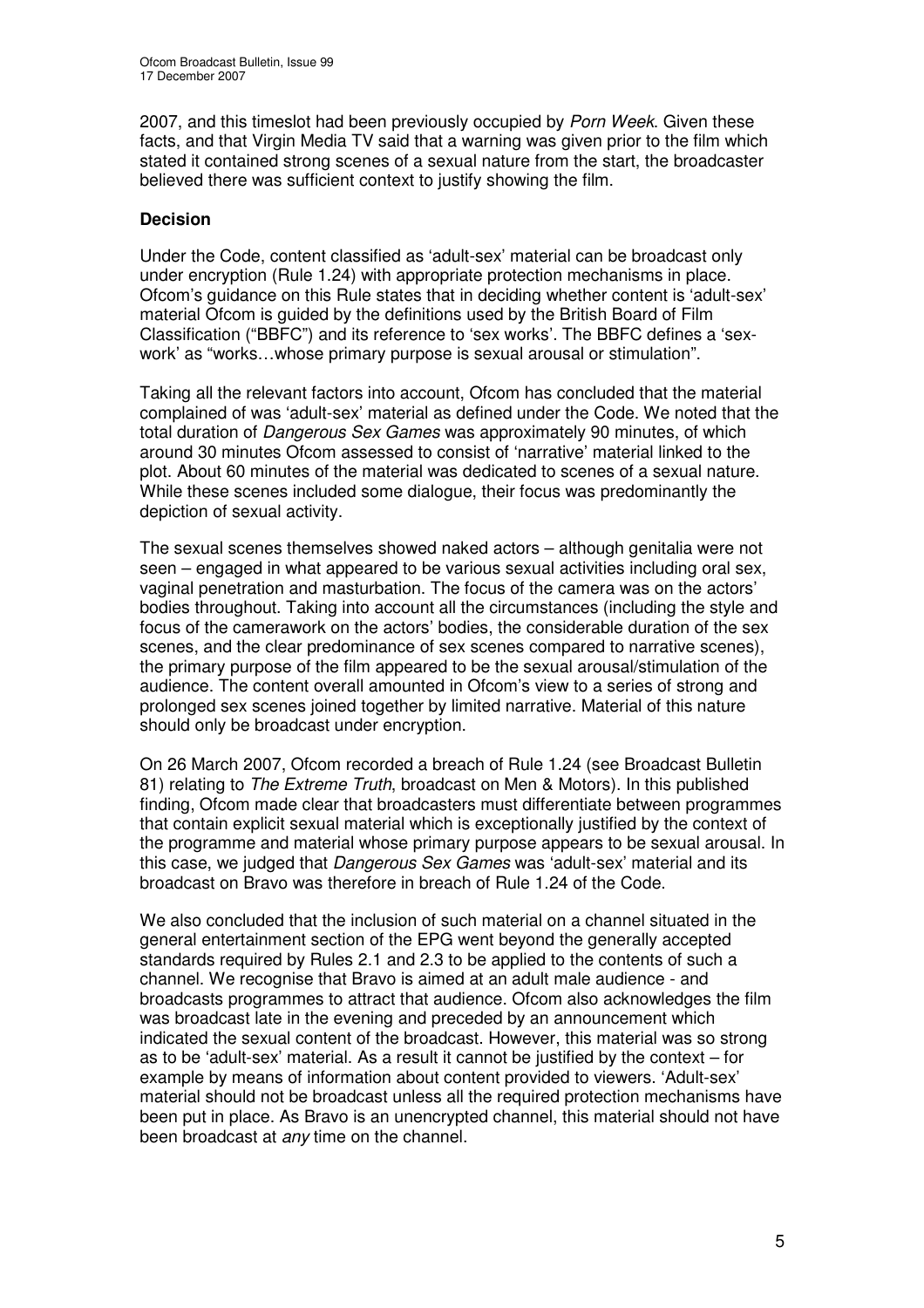2007, and this timeslot had been previously occupied by *Porn Week*. Given these facts, and that Virgin Media TV said that a warning was given prior to the film which stated it contained strong scenes of a sexual nature from the start, the broadcaster believed there was sufficient context to justify showing the film.

**Decision**

Under the Code, content classified as 'adult-sex' material can be broadcast only under encryption (Rule 1.24) with appropriate protection mechanisms in place. Ofcom's guidance on this Rule states that in deciding whether content is 'adult-sex' material Ofcom is guided by the definitions used by the British Board of Film Classification ("BBFC") and its reference to 'sex works'. The BBFC defines a 'sex-work' as "works…whose primary purpose is sexual arousal or stimulation".

Taking all the relevant factors into account, Ofcom has concluded that the material complained of was 'adult-sex' material as defined under the Code. We noted that the total duration of *Dangerous Sex Games* was approximately 90 minutes, of which around 30 minutes Ofcom assessed to consist of 'narrative' material linked to the plot. About 60 minutes of the material was dedicated to scenes of a sexual nature. While these scenes included some dialogue, their focus was predominantly the depiction of sexual activity.

The sexual scenes themselves showed naked actors – although genitalia were not seen – engaged in what appeared to be various sexual activities including oral sex, vaginal penetration and masturbation. The focus of the camera was on the actors' bodies throughout. Taking into account all the circumstances (including the style and focus of the camerawork on the actors' bodies, the considerable duration of the sex scenes, and the clear predominance of sex scenes compared to narrative scenes), the primary purpose of the film appeared to be the sexual arousal/stimulation of the audience. The content overall amounted in Ofcom's view to a series of strong and prolonged sex scenes joined together by limited narrative. Material of this nature should only be broadcast under encryption.

On 26 March 2007, Ofcom recorded a breach of Rule 1.24 (see Broadcast Bulletin 81) relating to *The Extreme Truth*, broadcast on Men & Motors). In this published finding, Ofcom made clear that broadcasters must differentiate between programmes that contain explicit sexual material which is exceptionally justified by the context of the programme and material whose primary purpose appears to be sexual arousal. In this case, we judged that *Dangerous Sex Games* was 'adult-sex' material and its broadcast on Bravo was therefore in breach of Rule 1.24 of the Code.

We also concluded that the inclusion of such material on a channel situated in the general entertainment section of the EPG went beyond the generally accepted standards required by Rules 2.1 and 2.3 to be applied to the contents of such a channel. We recognise that Bravo is aimed at an adult male audience - and broadcasts programmes to attract that audience. Ofcom also acknowledges the film was broadcast late in the evening and preceded by an announcement which indicated the sexual content of the broadcast. However, this material was so strong as to be 'adult-sex' material. As a result it cannot be justified by the context – for example by means of information about content provided to viewers. 'Adult-sex' material should not be broadcast unless all the required protection mechanisms have been put in place. As Bravo is an unencrypted channel, this material should not have been broadcast at *any* time on the channel.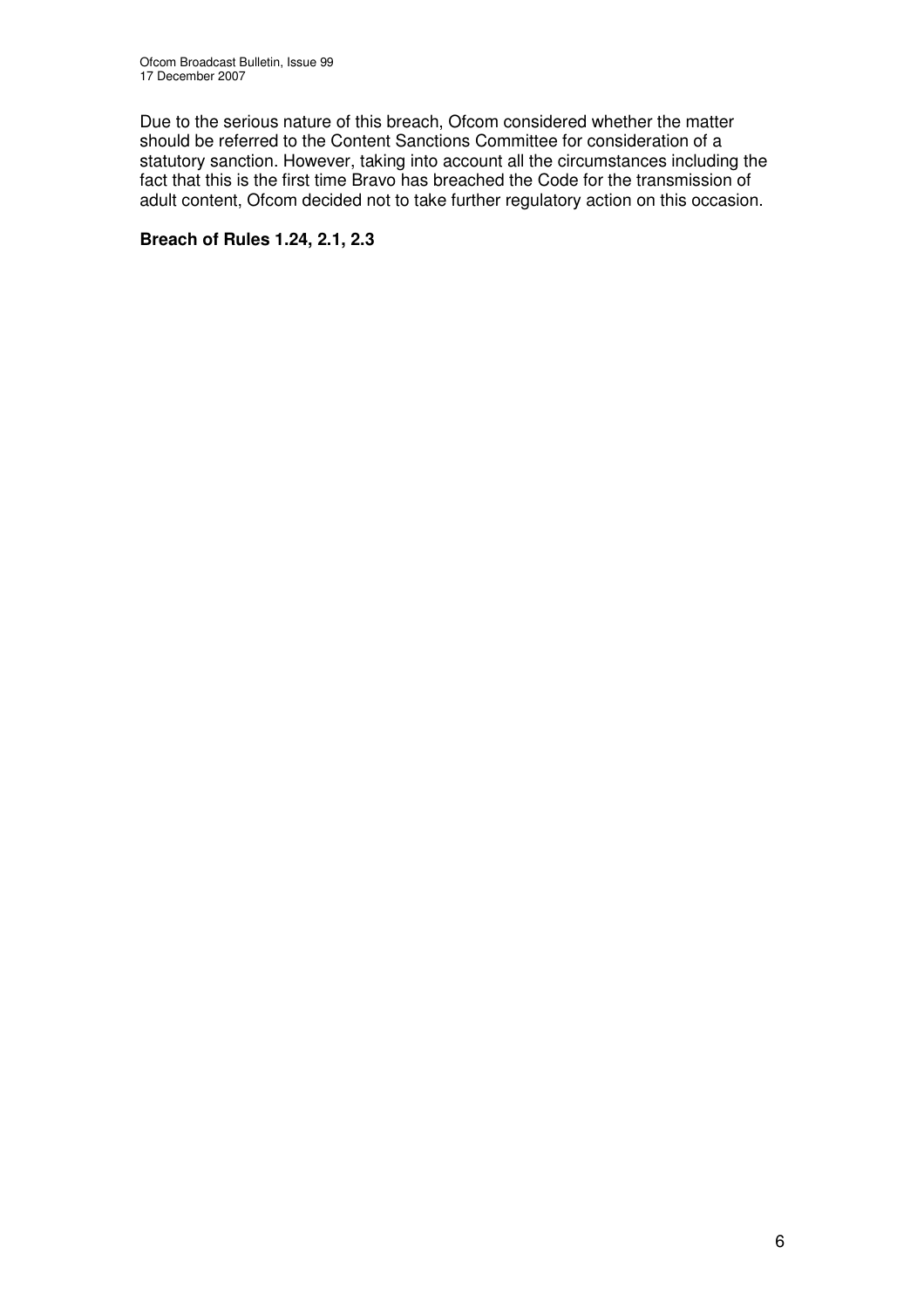Due to the serious nature of this breach, Ofcom considered whether the matter should be referred to the Content Sanctions Committee for consideration of a statutory sanction. However, taking into account all the circumstances including the fact that this is the first time Bravo has breached the Code for the transmission of adult content, Ofcom decided not to take further regulatory action on this occasion.

**Breach of Rules 1.24, 2.1, 2.3**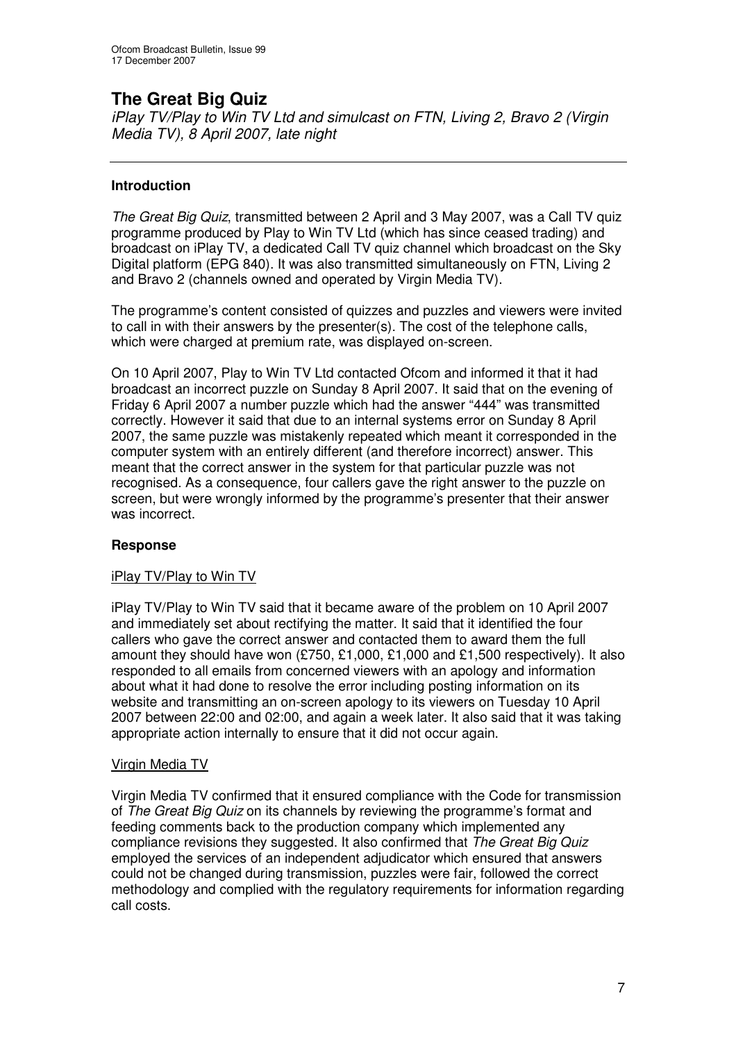# The Great Big Quiz

*iPlay TV/Play to Win TV Ltd and simulcast on FTN, Living 2, Bravo 2 (Virgin Media TV), 8 April 2007, late night*

---

## Introduction

*The Great Big Quiz*, transmitted between 2 April and 3 May 2007, was a Call TV quiz programme produced by Play to Win TV Ltd (which has since ceased trading) and broadcast on iPlay TV, a dedicated Call TV quiz channel which broadcast on the Sky Digital platform (EPG 840). It was also transmitted simultaneously on FTN, Living 2 and Bravo 2 (channels owned and operated by Virgin Media TV).

The programme's content consisted of quizzes and puzzles and viewers were invited to call in with their answers by the presenter(s). The cost of the telephone calls, which were charged at premium rate, was displayed on-screen.

On 10 April 2007, Play to Win TV Ltd contacted Ofcom and informed it that it had broadcast an incorrect puzzle on Sunday 8 April 2007. It said that on the evening of Friday 6 April 2007 a number puzzle which had the answer "444" was transmitted correctly. However it said that due to an internal systems error on Sunday 8 April 2007, the same puzzle was mistakenly repeated which meant it corresponded in the computer system with an entirely different (and therefore incorrect) answer. This meant that the correct answer in the system for that particular puzzle was not recognised. As a consequence, four callers gave the right answer to the puzzle on screen, but were wrongly informed by the programme's presenter that their answer was incorrect.

## Response

### iPlay TV/Play to Win TV

iPlay TV/Play to Win TV said that it became aware of the problem on 10 April 2007 and immediately set about rectifying the matter. It said that it identified the four callers who gave the correct answer and contacted them to award them the full amount they should have won (£750, £1,000, £1,000 and £1,500 respectively). It also responded to all emails from concerned viewers with an apology and information about what it had done to resolve the error including posting information on its website and transmitting an on-screen apology to its viewers on Tuesday 10 April 2007 between 22:00 and 02:00, and again a week later. It also said that it was taking appropriate action internally to ensure that it did not occur again.

### Virgin Media TV

Virgin Media TV confirmed that it ensured compliance with the Code for transmission of *The Great Big Quiz* on its channels by reviewing the programme's format and feeding comments back to the production company which implemented any compliance revisions they suggested. It also confirmed that *The Great Big Quiz* employed the services of an independent adjudicator which ensured that answers could not be changed during transmission, puzzles were fair, followed the correct methodology and complied with the regulatory requirements for information regarding call costs.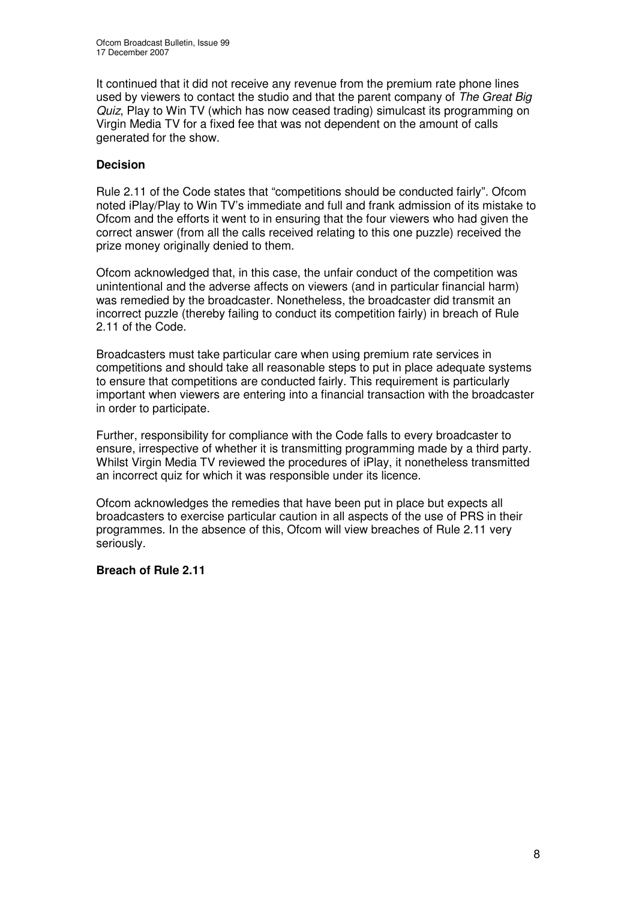It continued that it did not receive any revenue from the premium rate phone lines used by viewers to contact the studio and that the parent company of *The Great Big Quiz*, Play to Win TV (which has now ceased trading) simulcast its programming on Virgin Media TV for a fixed fee that was not dependent on the amount of calls generated for the show.

**Decision**

Rule 2.11 of the Code states that "competitions should be conducted fairly". Ofcom noted iPlay/Play to Win TV's immediate and full and frank admission of its mistake to Ofcom and the efforts it went to in ensuring that the four viewers who had given the correct answer (from all the calls received relating to this one puzzle) received the prize money originally denied to them.

Ofcom acknowledged that, in this case, the unfair conduct of the competition was unintentional and the adverse affects on viewers (and in particular financial harm) was remedied by the broadcaster. Nonetheless, the broadcaster did transmit an incorrect puzzle (thereby failing to conduct its competition fairly) in breach of Rule 2.11 of the Code.

Broadcasters must take particular care when using premium rate services in competitions and should take all reasonable steps to put in place adequate systems to ensure that competitions are conducted fairly. This requirement is particularly important when viewers are entering into a financial transaction with the broadcaster in order to participate.

Further, responsibility for compliance with the Code falls to every broadcaster to ensure, irrespective of whether it is transmitting programming made by a third party. Whilst Virgin Media TV reviewed the procedures of iPlay, it nonetheless transmitted an incorrect quiz for which it was responsible under its licence.

Ofcom acknowledges the remedies that have been put in place but expects all broadcasters to exercise particular caution in all aspects of the use of PRS in their programmes. In the absence of this, Ofcom will view breaches of Rule 2.11 very seriously.

**Breach of Rule 2.11**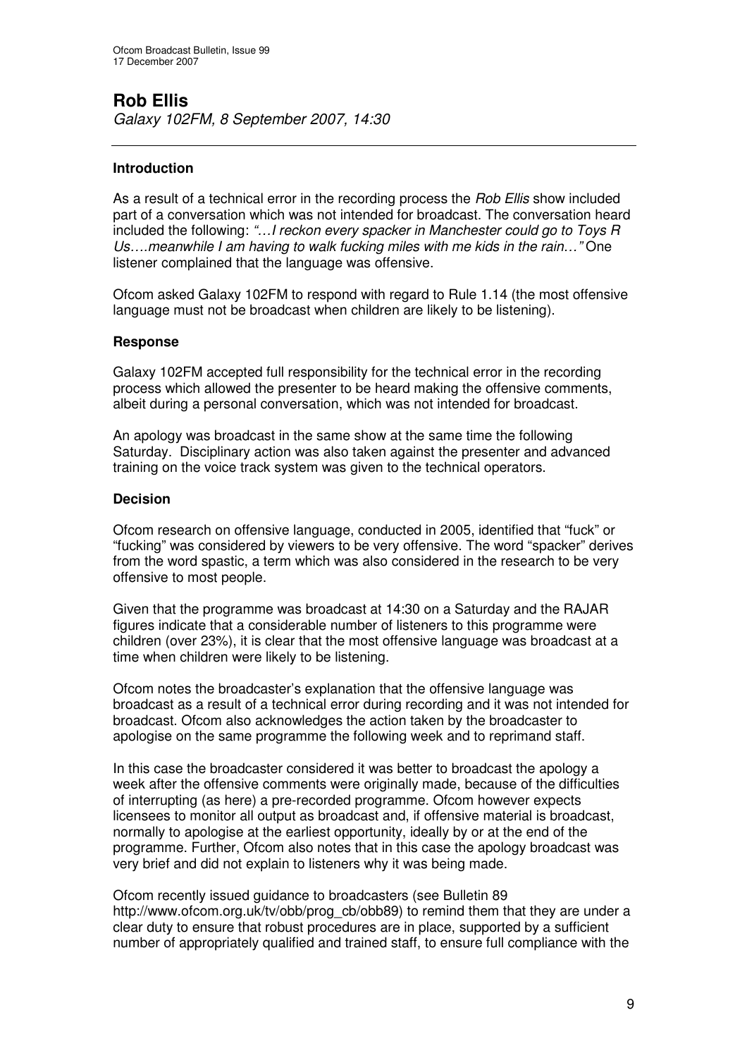## Rob Ellis

*Galaxy 102FM, 8 September 2007, 14:30*

---

### Introduction

As a result of a technical error in the recording process the *Rob Ellis* show included part of a conversation which was not intended for broadcast. The conversation heard included the following: *"…I reckon every spacker in Manchester could go to Toys R Us….meanwhile I am having to walk fucking miles with me kids in the rain…"* One listener complained that the language was offensive.

Ofcom asked Galaxy 102FM to respond with regard to Rule 1.14 (the most offensive language must not be broadcast when children are likely to be listening).

### Response

Galaxy 102FM accepted full responsibility for the technical error in the recording process which allowed the presenter to be heard making the offensive comments, albeit during a personal conversation, which was not intended for broadcast.

An apology was broadcast in the same show at the same time the following Saturday. Disciplinary action was also taken against the presenter and advanced training on the voice track system was given to the technical operators.

### Decision

Ofcom research on offensive language, conducted in 2005, identified that "fuck" or "fucking" was considered by viewers to be very offensive. The word "spacker" derives from the word spastic, a term which was also considered in the research to be very offensive to most people.

Given that the programme was broadcast at 14:30 on a Saturday and the RAJAR figures indicate that a considerable number of listeners to this programme were children (over 23%), it is clear that the most offensive language was broadcast at a time when children were likely to be listening.

Ofcom notes the broadcaster's explanation that the offensive language was broadcast as a result of a technical error during recording and it was not intended for broadcast. Ofcom also acknowledges the action taken by the broadcaster to apologise on the same programme the following week and to reprimand staff.

In this case the broadcaster considered it was better to broadcast the apology a week after the offensive comments were originally made, because of the difficulties of interrupting (as here) a pre-recorded programme. Ofcom however expects licensees to monitor all output as broadcast and, if offensive material is broadcast, normally to apologise at the earliest opportunity, ideally by or at the end of the programme. Further, Ofcom also notes that in this case the apology broadcast was very brief and did not explain to listeners why it was being made.

Ofcom recently issued guidance to broadcasters (see Bulletin 89 http://www.ofcom.org.uk/tv/obb/prog_cb/obb89) to remind them that they are under a clear duty to ensure that robust procedures are in place, supported by a sufficient number of appropriately qualified and trained staff, to ensure full compliance with the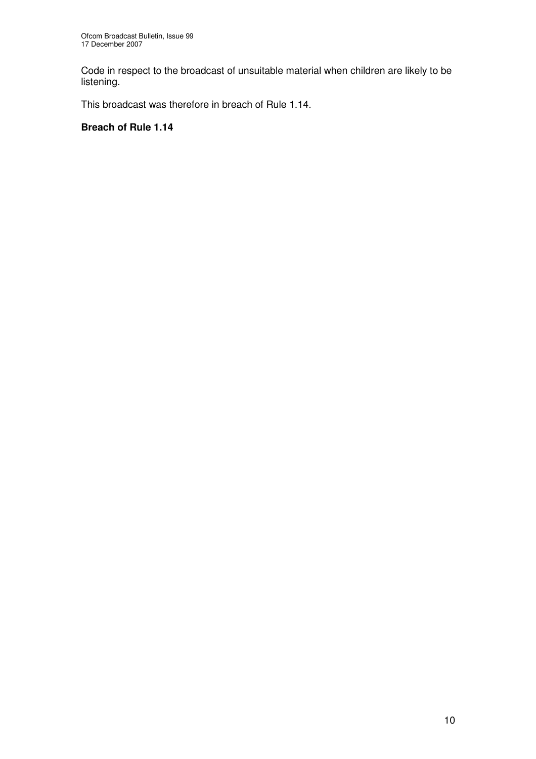Code in respect to the broadcast of unsuitable material when children are likely to be listening.

This broadcast was therefore in breach of Rule 1.14.

**Breach of Rule 1.14**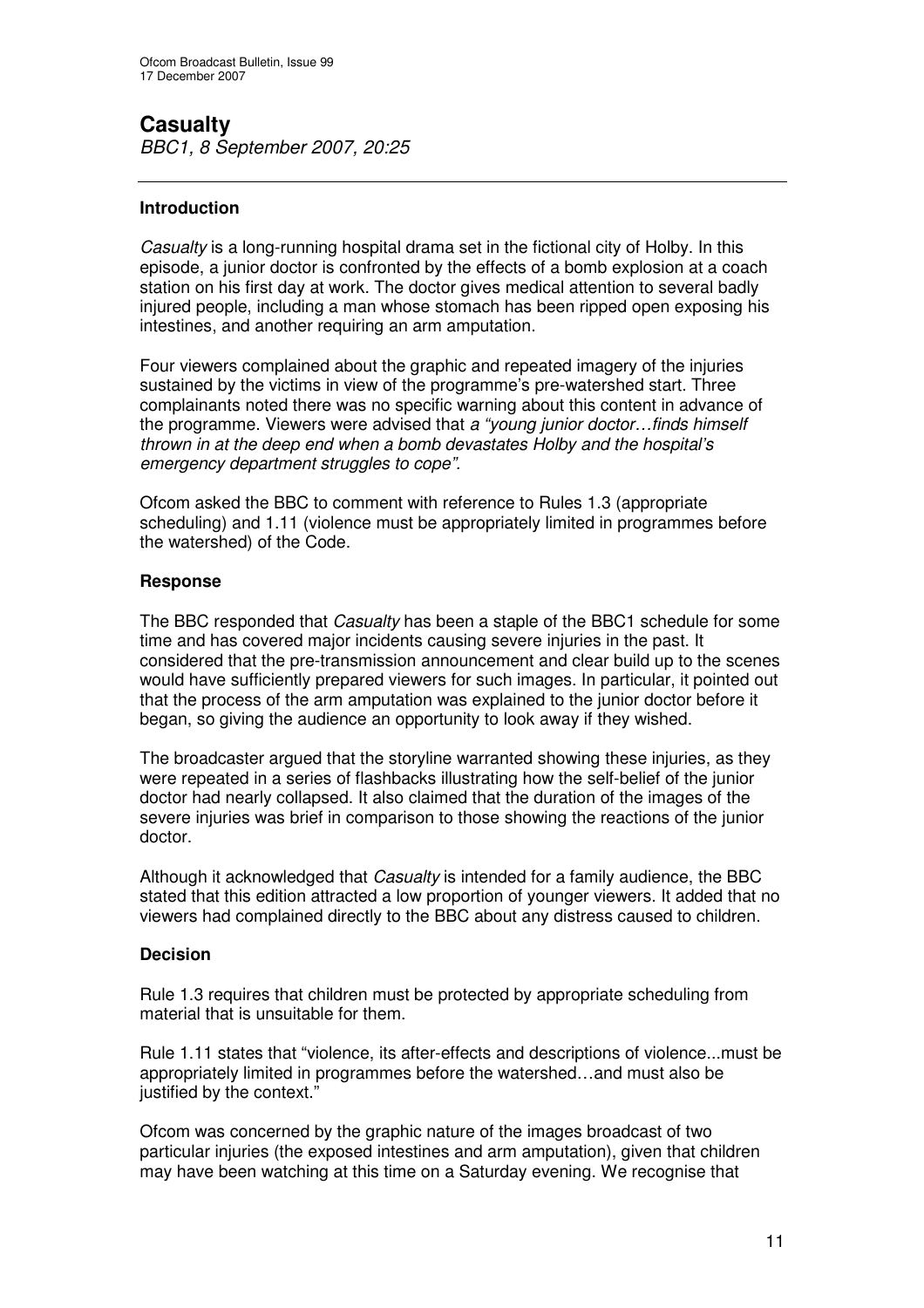## Casualty

*BBC1, 8 September 2007, 20:25*

---

### Introduction

*Casualty* is a long-running hospital drama set in the fictional city of Holby. In this episode, a junior doctor is confronted by the effects of a bomb explosion at a coach station on his first day at work. The doctor gives medical attention to several badly injured people, including a man whose stomach has been ripped open exposing his intestines, and another requiring an arm amputation.

Four viewers complained about the graphic and repeated imagery of the injuries sustained by the victims in view of the programme's pre-watershed start. Three complainants noted there was no specific warning about this content in advance of the programme. Viewers were advised that *a "young junior doctor…finds himself thrown in at the deep end when a bomb devastates Holby and the hospital's emergency department struggles to cope".*

Ofcom asked the BBC to comment with reference to Rules 1.3 (appropriate scheduling) and 1.11 (violence must be appropriately limited in programmes before the watershed) of the Code.

### Response

The BBC responded that *Casualty* has been a staple of the BBC1 schedule for some time and has covered major incidents causing severe injuries in the past. It considered that the pre-transmission announcement and clear build up to the scenes would have sufficiently prepared viewers for such images. In particular, it pointed out that the process of the arm amputation was explained to the junior doctor before it began, so giving the audience an opportunity to look away if they wished.

The broadcaster argued that the storyline warranted showing these injuries, as they were repeated in a series of flashbacks illustrating how the self-belief of the junior doctor had nearly collapsed. It also claimed that the duration of the images of the severe injuries was brief in comparison to those showing the reactions of the junior doctor.

Although it acknowledged that *Casualty* is intended for a family audience, the BBC stated that this edition attracted a low proportion of younger viewers. It added that no viewers had complained directly to the BBC about any distress caused to children.

### Decision

Rule 1.3 requires that children must be protected by appropriate scheduling from material that is unsuitable for them.

Rule 1.11 states that "violence, its after-effects and descriptions of violence...must be appropriately limited in programmes before the watershed…and must also be justified by the context."

Ofcom was concerned by the graphic nature of the images broadcast of two particular injuries (the exposed intestines and arm amputation), given that children may have been watching at this time on a Saturday evening. We recognise that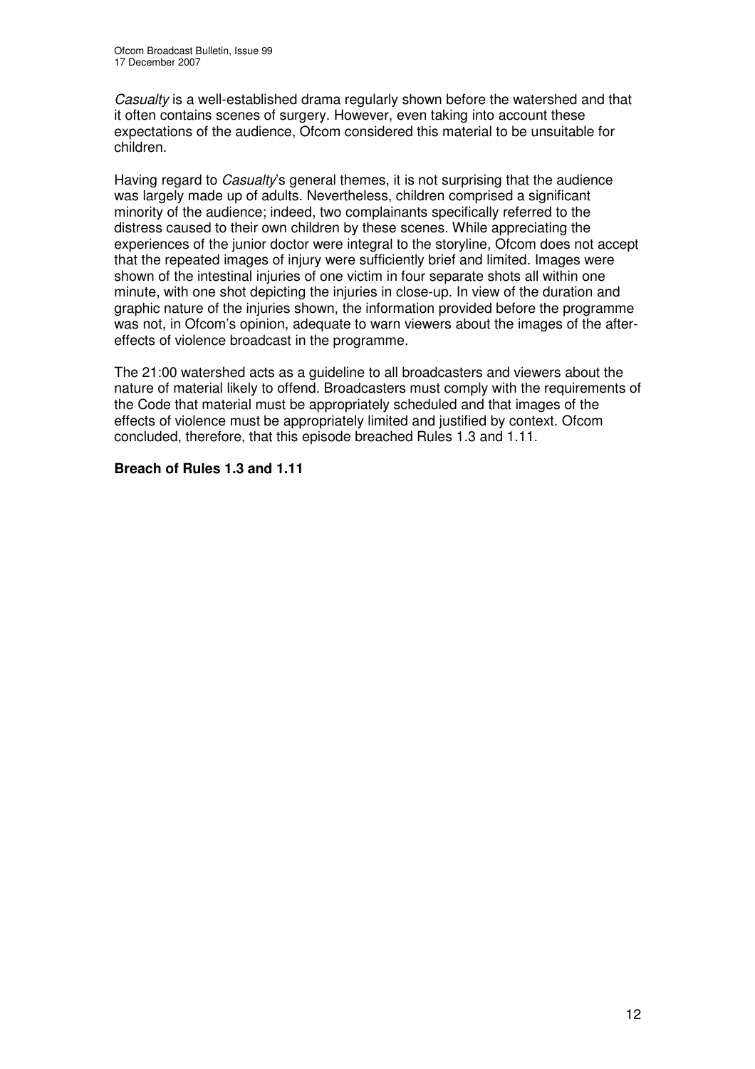*Casualty* is a well-established drama regularly shown before the watershed and that it often contains scenes of surgery. However, even taking into account these expectations of the audience, Ofcom considered this material to be unsuitable for children.

Having regard to *Casualty*'s general themes, it is not surprising that the audience was largely made up of adults. Nevertheless, children comprised a significant minority of the audience; indeed, two complainants specifically referred to the distress caused to their own children by these scenes. While appreciating the experiences of the junior doctor were integral to the storyline, Ofcom does not accept that the repeated images of injury were sufficiently brief and limited. Images were shown of the intestinal injuries of one victim in four separate shots all within one minute, with one shot depicting the injuries in close-up. In view of the duration and graphic nature of the injuries shown, the information provided before the programme was not, in Ofcom's opinion, adequate to warn viewers about the images of the after-effects of violence broadcast in the programme.

The 21:00 watershed acts as a guideline to all broadcasters and viewers about the nature of material likely to offend. Broadcasters must comply with the requirements of the Code that material must be appropriately scheduled and that images of the effects of violence must be appropriately limited and justified by context. Ofcom concluded, therefore, that this episode breached Rules 1.3 and 1.11.

**Breach of Rules 1.3 and 1.11**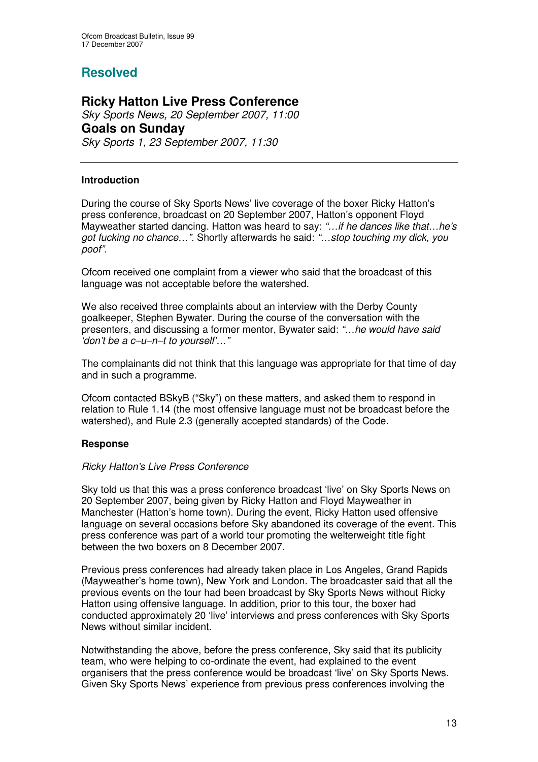# Resolved

## Ricky Hatton Live Press Conference

*Sky Sports News, 20 September 2007, 11:00*

## Goals on Sunday

*Sky Sports 1, 23 September 2007, 11:30*

---

### Introduction

During the course of Sky Sports News' live coverage of the boxer Ricky Hatton's press conference, broadcast on 20 September 2007, Hatton's opponent Floyd Mayweather started dancing. Hatton was heard to say: *"…if he dances like that…he's got fucking no chance…"*. Shortly afterwards he said: *"…stop touching my dick, you poof"*.

Ofcom received one complaint from a viewer who said that the broadcast of this language was not acceptable before the watershed.

We also received three complaints about an interview with the Derby County goalkeeper, Stephen Bywater. During the course of the conversation with the presenters, and discussing a former mentor, Bywater said: *"…he would have said 'don't be a c–u–n–t to yourself'…"*

The complainants did not think that this language was appropriate for that time of day and in such a programme.

Ofcom contacted BSkyB ("Sky") on these matters, and asked them to respond in relation to Rule 1.14 (the most offensive language must not be broadcast before the watershed), and Rule 2.3 (generally accepted standards) of the Code.

### Response

*Ricky Hatton's Live Press Conference*

Sky told us that this was a press conference broadcast 'live' on Sky Sports News on 20 September 2007, being given by Ricky Hatton and Floyd Mayweather in Manchester (Hatton's home town). During the event, Ricky Hatton used offensive language on several occasions before Sky abandoned its coverage of the event. This press conference was part of a world tour promoting the welterweight title fight between the two boxers on 8 December 2007.

Previous press conferences had already taken place in Los Angeles, Grand Rapids (Mayweather's home town), New York and London. The broadcaster said that all the previous events on the tour had been broadcast by Sky Sports News without Ricky Hatton using offensive language. In addition, prior to this tour, the boxer had conducted approximately 20 'live' interviews and press conferences with Sky Sports News without similar incident.

Notwithstanding the above, before the press conference, Sky said that its publicity team, who were helping to co-ordinate the event, had explained to the event organisers that the press conference would be broadcast 'live' on Sky Sports News. Given Sky Sports News' experience from previous press conferences involving the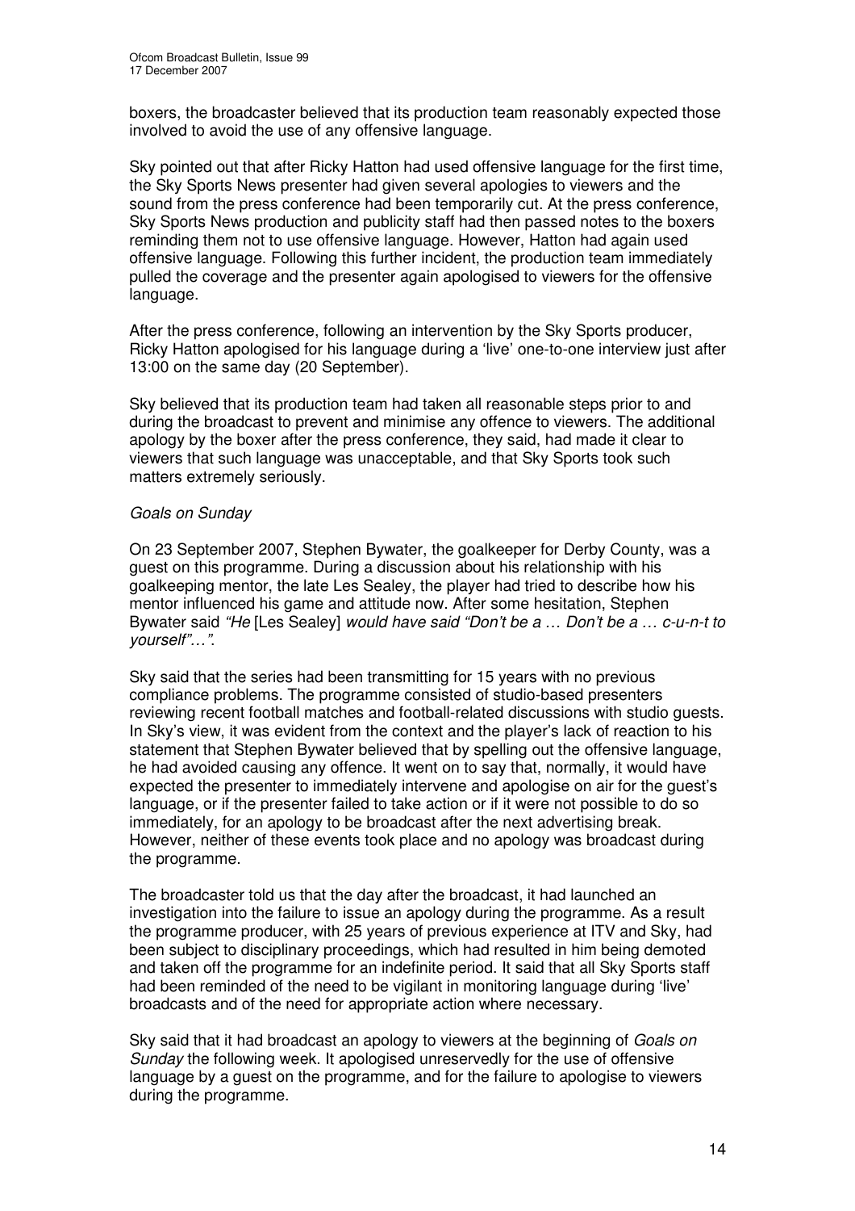boxers, the broadcaster believed that its production team reasonably expected those involved to avoid the use of any offensive language.

Sky pointed out that after Ricky Hatton had used offensive language for the first time, the Sky Sports News presenter had given several apologies to viewers and the sound from the press conference had been temporarily cut. At the press conference, Sky Sports News production and publicity staff had then passed notes to the boxers reminding them not to use offensive language. However, Hatton had again used offensive language. Following this further incident, the production team immediately pulled the coverage and the presenter again apologised to viewers for the offensive language.

After the press conference, following an intervention by the Sky Sports producer, Ricky Hatton apologised for his language during a 'live' one-to-one interview just after 13:00 on the same day (20 September).

Sky believed that its production team had taken all reasonable steps prior to and during the broadcast to prevent and minimise any offence to viewers. The additional apology by the boxer after the press conference, they said, had made it clear to viewers that such language was unacceptable, and that Sky Sports took such matters extremely seriously.

*Goals on Sunday*

On 23 September 2007, Stephen Bywater, the goalkeeper for Derby County, was a guest on this programme. During a discussion about his relationship with his goalkeeping mentor, the late Les Sealey, the player had tried to describe how his mentor influenced his game and attitude now. After some hesitation, Stephen Bywater said *"He* [Les Sealey] *would have said "Don't be a … Don't be a … c-u-n-t to yourself"…".*

Sky said that the series had been transmitting for 15 years with no previous compliance problems. The programme consisted of studio-based presenters reviewing recent football matches and football-related discussions with studio guests. In Sky's view, it was evident from the context and the player's lack of reaction to his statement that Stephen Bywater believed that by spelling out the offensive language, he had avoided causing any offence. It went on to say that, normally, it would have expected the presenter to immediately intervene and apologise on air for the guest's language, or if the presenter failed to take action or if it were not possible to do so immediately, for an apology to be broadcast after the next advertising break. However, neither of these events took place and no apology was broadcast during the programme.

The broadcaster told us that the day after the broadcast, it had launched an investigation into the failure to issue an apology during the programme. As a result the programme producer, with 25 years of previous experience at ITV and Sky, had been subject to disciplinary proceedings, which had resulted in him being demoted and taken off the programme for an indefinite period. It said that all Sky Sports staff had been reminded of the need to be vigilant in monitoring language during 'live' broadcasts and of the need for appropriate action where necessary.

Sky said that it had broadcast an apology to viewers at the beginning of *Goals on Sunday* the following week. It apologised unreservedly for the use of offensive language by a guest on the programme, and for the failure to apologise to viewers during the programme.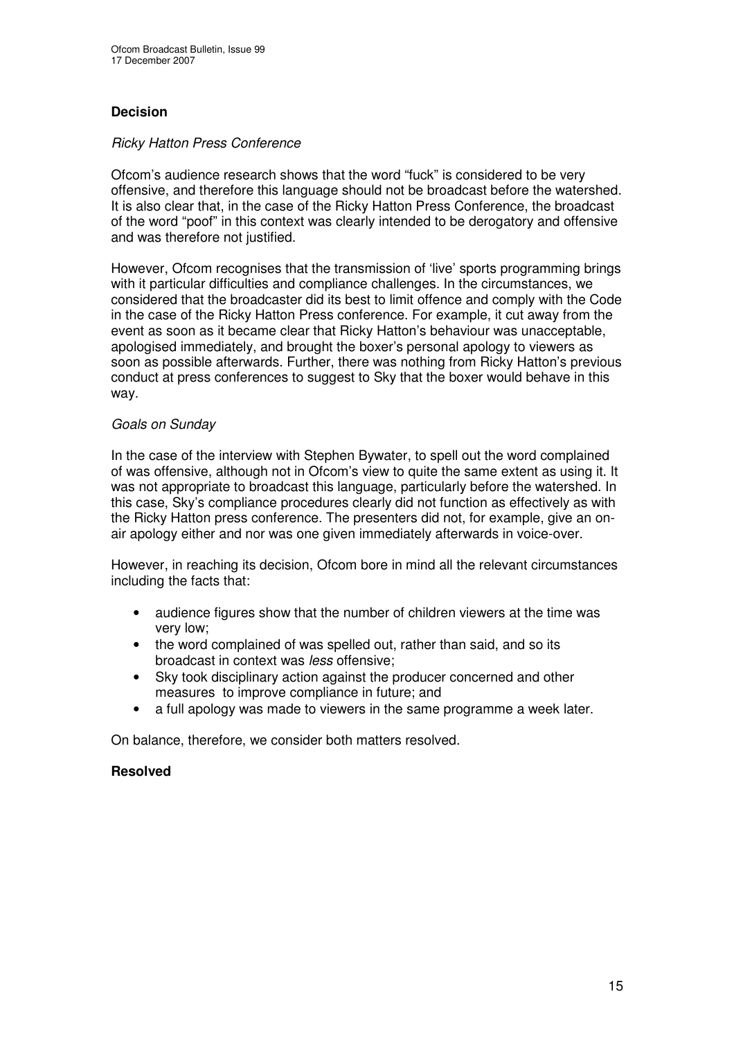### Decision

*Ricky Hatton Press Conference*

Ofcom's audience research shows that the word "fuck" is considered to be very offensive, and therefore this language should not be broadcast before the watershed. It is also clear that, in the case of the Ricky Hatton Press Conference, the broadcast of the word "poof" in this context was clearly intended to be derogatory and offensive and was therefore not justified.

However, Ofcom recognises that the transmission of 'live' sports programming brings with it particular difficulties and compliance challenges. In the circumstances, we considered that the broadcaster did its best to limit offence and comply with the Code in the case of the Ricky Hatton Press conference. For example, it cut away from the event as soon as it became clear that Ricky Hatton's behaviour was unacceptable, apologised immediately, and brought the boxer's personal apology to viewers as soon as possible afterwards. Further, there was nothing from Ricky Hatton's previous conduct at press conferences to suggest to Sky that the boxer would behave in this way.

*Goals on Sunday*

In the case of the interview with Stephen Bywater, to spell out the word complained of was offensive, although not in Ofcom's view to quite the same extent as using it. It was not appropriate to broadcast this language, particularly before the watershed. In this case, Sky's compliance procedures clearly did not function as effectively as with the Ricky Hatton press conference. The presenters did not, for example, give an on-air apology either and nor was one given immediately afterwards in voice-over.

However, in reaching its decision, Ofcom bore in mind all the relevant circumstances including the facts that:

- audience figures show that the number of children viewers at the time was very low;
- the word complained of was spelled out, rather than said, and so its broadcast in context was *less* offensive;
- Sky took disciplinary action against the producer concerned and other measures to improve compliance in future; and
- a full apology was made to viewers in the same programme a week later.

On balance, therefore, we consider both matters resolved.

### Resolved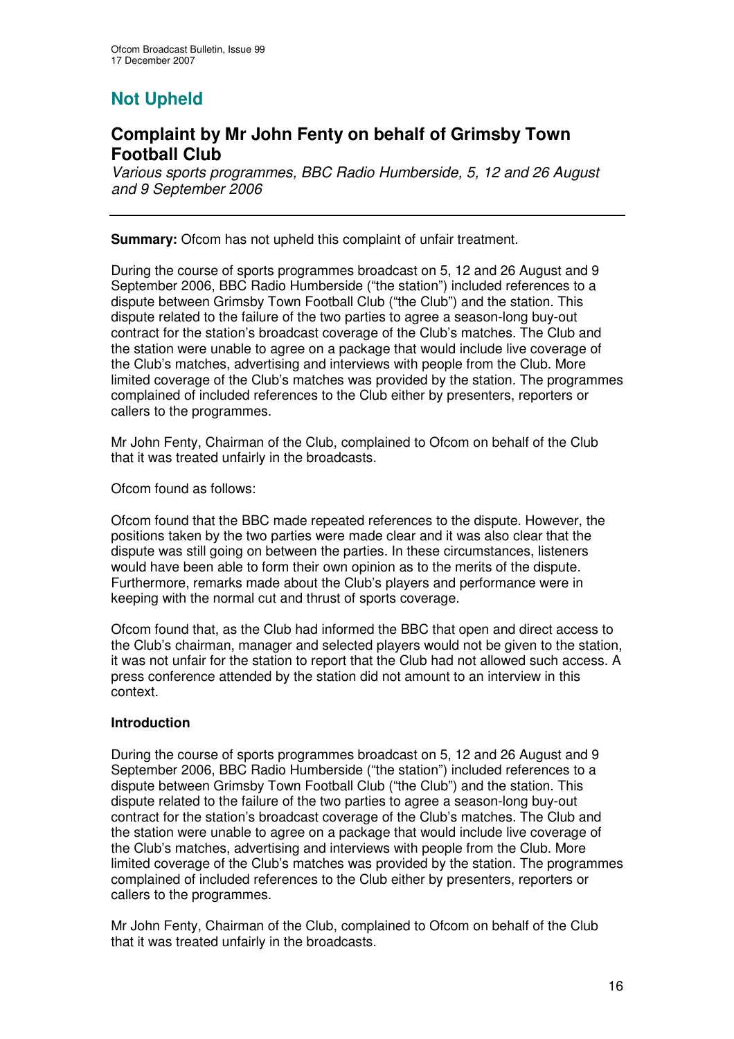## Not Upheld

## Complaint by Mr John Fenty on behalf of Grimsby Town Football Club

*Various sports programmes, BBC Radio Humberside, 5, 12 and 26 August and 9 September 2006*

---

**Summary:** Ofcom has not upheld this complaint of unfair treatment.

During the course of sports programmes broadcast on 5, 12 and 26 August and 9 September 2006, BBC Radio Humberside ("the station") included references to a dispute between Grimsby Town Football Club ("the Club") and the station. This dispute related to the failure of the two parties to agree a season-long buy-out contract for the station's broadcast coverage of the Club's matches. The Club and the station were unable to agree on a package that would include live coverage of the Club's matches, advertising and interviews with people from the Club. More limited coverage of the Club's matches was provided by the station. The programmes complained of included references to the Club either by presenters, reporters or callers to the programmes.

Mr John Fenty, Chairman of the Club, complained to Ofcom on behalf of the Club that it was treated unfairly in the broadcasts.

Ofcom found as follows:

Ofcom found that the BBC made repeated references to the dispute. However, the positions taken by the two parties were made clear and it was also clear that the dispute was still going on between the parties. In these circumstances, listeners would have been able to form their own opinion as to the merits of the dispute. Furthermore, remarks made about the Club's players and performance were in keeping with the normal cut and thrust of sports coverage.

Ofcom found that, as the Club had informed the BBC that open and direct access to the Club's chairman, manager and selected players would not be given to the station, it was not unfair for the station to report that the Club had not allowed such access. A press conference attended by the station did not amount to an interview in this context.

**Introduction**

During the course of sports programmes broadcast on 5, 12 and 26 August and 9 September 2006, BBC Radio Humberside ("the station") included references to a dispute between Grimsby Town Football Club ("the Club") and the station. This dispute related to the failure of the two parties to agree a season-long buy-out contract for the station's broadcast coverage of the Club's matches. The Club and the station were unable to agree on a package that would include live coverage of the Club's matches, advertising and interviews with people from the Club. More limited coverage of the Club's matches was provided by the station. The programmes complained of included references to the Club either by presenters, reporters or callers to the programmes.

Mr John Fenty, Chairman of the Club, complained to Ofcom on behalf of the Club that it was treated unfairly in the broadcasts.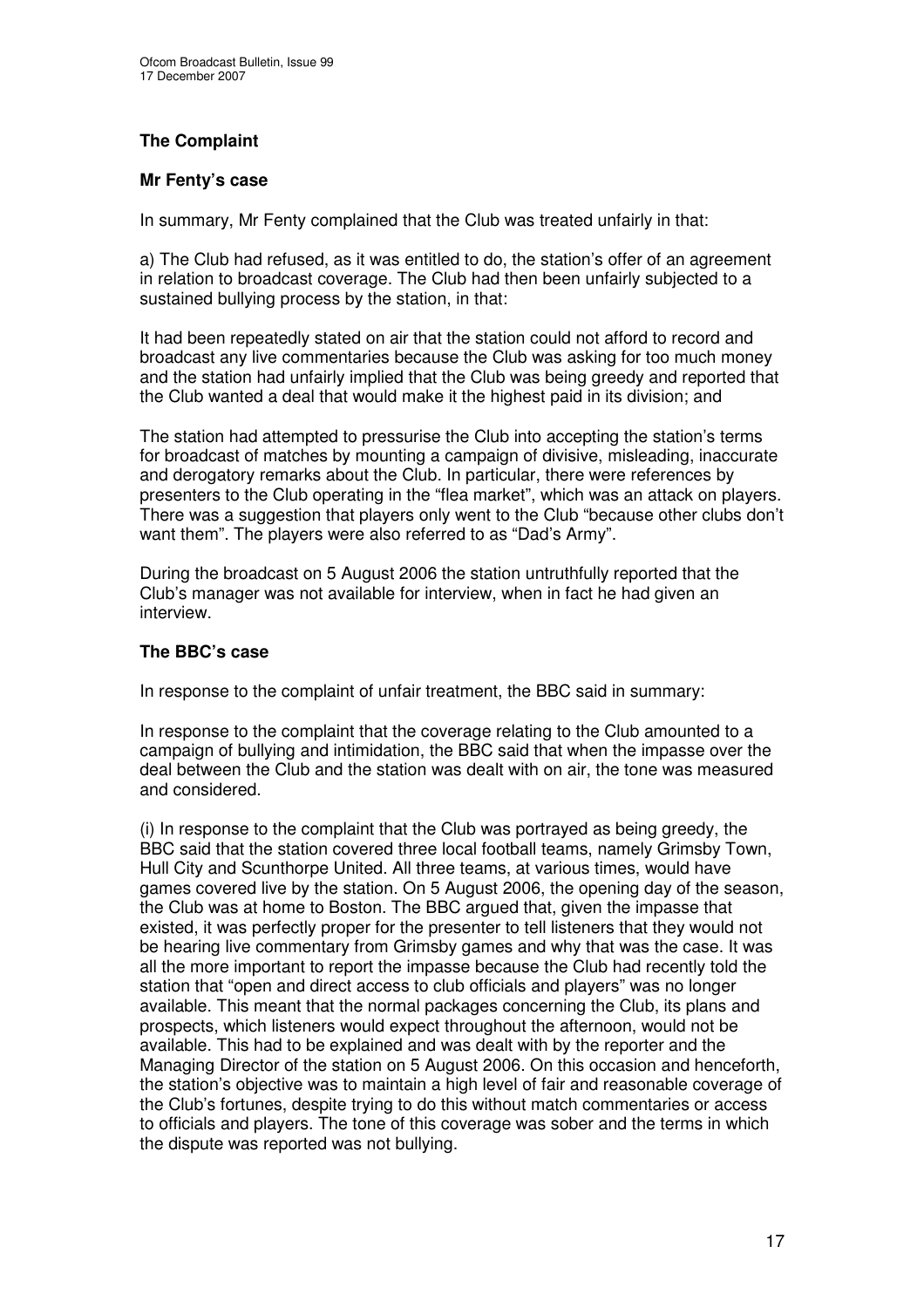### The Complaint

#### Mr Fenty's case

In summary, Mr Fenty complained that the Club was treated unfairly in that:

a) The Club had refused, as it was entitled to do, the station's offer of an agreement in relation to broadcast coverage. The Club had then been unfairly subjected to a sustained bullying process by the station, in that:

It had been repeatedly stated on air that the station could not afford to record and broadcast any live commentaries because the Club was asking for too much money and the station had unfairly implied that the Club was being greedy and reported that the Club wanted a deal that would make it the highest paid in its division; and

The station had attempted to pressurise the Club into accepting the station's terms for broadcast of matches by mounting a campaign of divisive, misleading, inaccurate and derogatory remarks about the Club. In particular, there were references by presenters to the Club operating in the "flea market", which was an attack on players. There was a suggestion that players only went to the Club "because other clubs don't want them". The players were also referred to as "Dad's Army".

During the broadcast on 5 August 2006 the station untruthfully reported that the Club's manager was not available for interview, when in fact he had given an interview.

#### The BBC's case

In response to the complaint of unfair treatment, the BBC said in summary:

In response to the complaint that the coverage relating to the Club amounted to a campaign of bullying and intimidation, the BBC said that when the impasse over the deal between the Club and the station was dealt with on air, the tone was measured and considered.

(i) In response to the complaint that the Club was portrayed as being greedy, the BBC said that the station covered three local football teams, namely Grimsby Town, Hull City and Scunthorpe United. All three teams, at various times, would have games covered live by the station. On 5 August 2006, the opening day of the season, the Club was at home to Boston. The BBC argued that, given the impasse that existed, it was perfectly proper for the presenter to tell listeners that they would not be hearing live commentary from Grimsby games and why that was the case. It was all the more important to report the impasse because the Club had recently told the station that "open and direct access to club officials and players" was no longer available. This meant that the normal packages concerning the Club, its plans and prospects, which listeners would expect throughout the afternoon, would not be available. This had to be explained and was dealt with by the reporter and the Managing Director of the station on 5 August 2006. On this occasion and henceforth, the station's objective was to maintain a high level of fair and reasonable coverage of the Club's fortunes, despite trying to do this without match commentaries or access to officials and players. The tone of this coverage was sober and the terms in which the dispute was reported was not bullying.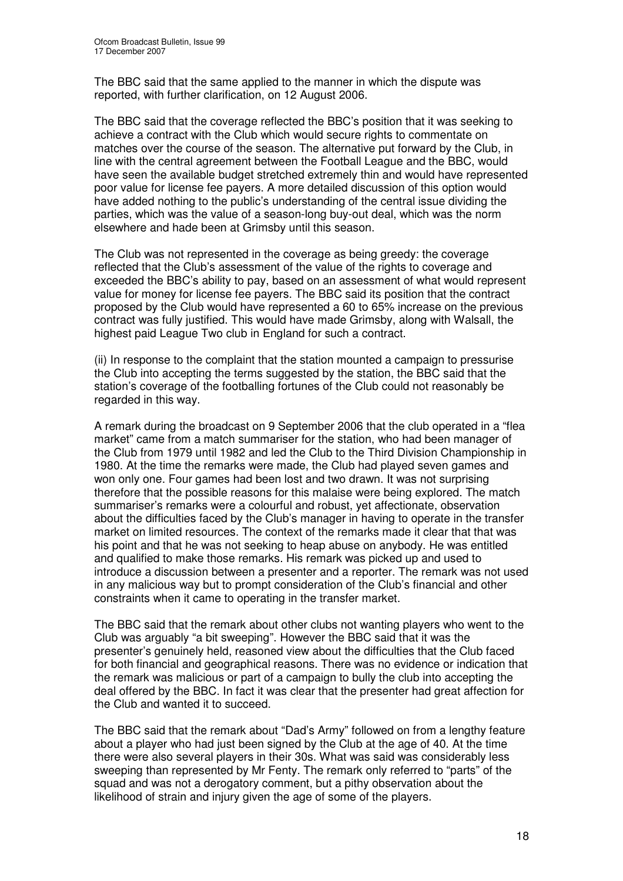The BBC said that the same applied to the manner in which the dispute was reported, with further clarification, on 12 August 2006.

The BBC said that the coverage reflected the BBC's position that it was seeking to achieve a contract with the Club which would secure rights to commentate on matches over the course of the season. The alternative put forward by the Club, in line with the central agreement between the Football League and the BBC, would have seen the available budget stretched extremely thin and would have represented poor value for license fee payers. A more detailed discussion of this option would have added nothing to the public's understanding of the central issue dividing the parties, which was the value of a season-long buy-out deal, which was the norm elsewhere and hade been at Grimsby until this season.

The Club was not represented in the coverage as being greedy: the coverage reflected that the Club's assessment of the value of the rights to coverage and exceeded the BBC's ability to pay, based on an assessment of what would represent value for money for license fee payers. The BBC said its position that the contract proposed by the Club would have represented a 60 to 65% increase on the previous contract was fully justified. This would have made Grimsby, along with Walsall, the highest paid League Two club in England for such a contract.

(ii) In response to the complaint that the station mounted a campaign to pressurise the Club into accepting the terms suggested by the station, the BBC said that the station's coverage of the footballing fortunes of the Club could not reasonably be regarded in this way.

A remark during the broadcast on 9 September 2006 that the club operated in a "flea market" came from a match summariser for the station, who had been manager of the Club from 1979 until 1982 and led the Club to the Third Division Championship in 1980. At the time the remarks were made, the Club had played seven games and won only one. Four games had been lost and two drawn. It was not surprising therefore that the possible reasons for this malaise were being explored. The match summariser's remarks were a colourful and robust, yet affectionate, observation about the difficulties faced by the Club's manager in having to operate in the transfer market on limited resources. The context of the remarks made it clear that that was his point and that he was not seeking to heap abuse on anybody. He was entitled and qualified to make those remarks. His remark was picked up and used to introduce a discussion between a presenter and a reporter. The remark was not used in any malicious way but to prompt consideration of the Club's financial and other constraints when it came to operating in the transfer market.

The BBC said that the remark about other clubs not wanting players who went to the Club was arguably "a bit sweeping". However the BBC said that it was the presenter's genuinely held, reasoned view about the difficulties that the Club faced for both financial and geographical reasons. There was no evidence or indication that the remark was malicious or part of a campaign to bully the club into accepting the deal offered by the BBC. In fact it was clear that the presenter had great affection for the Club and wanted it to succeed.

The BBC said that the remark about "Dad's Army" followed on from a lengthy feature about a player who had just been signed by the Club at the age of 40. At the time there were also several players in their 30s. What was said was considerably less sweeping than represented by Mr Fenty. The remark only referred to "parts" of the squad and was not a derogatory comment, but a pithy observation about the likelihood of strain and injury given the age of some of the players.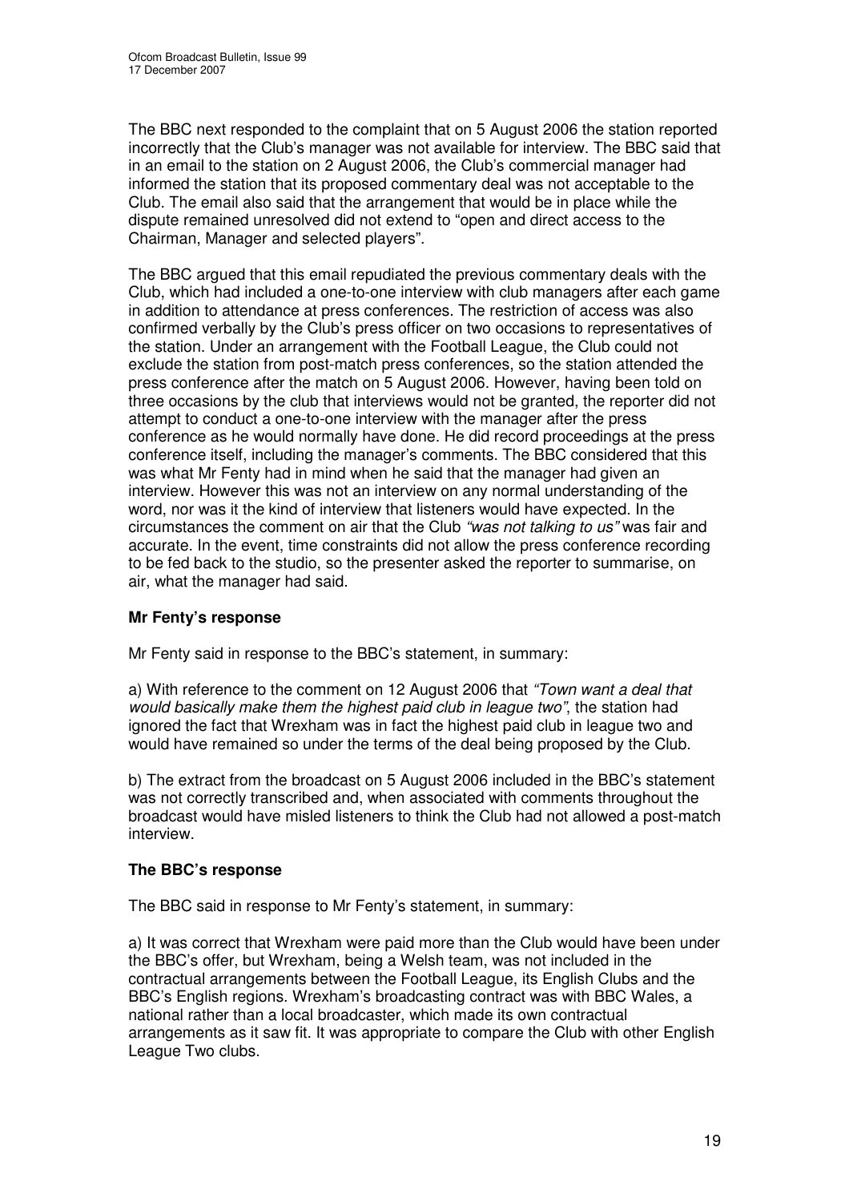The BBC next responded to the complaint that on 5 August 2006 the station reported incorrectly that the Club's manager was not available for interview. The BBC said that in an email to the station on 2 August 2006, the Club's commercial manager had informed the station that its proposed commentary deal was not acceptable to the Club. The email also said that the arrangement that would be in place while the dispute remained unresolved did not extend to "open and direct access to the Chairman, Manager and selected players".

The BBC argued that this email repudiated the previous commentary deals with the Club, which had included a one-to-one interview with club managers after each game in addition to attendance at press conferences. The restriction of access was also confirmed verbally by the Club's press officer on two occasions to representatives of the station. Under an arrangement with the Football League, the Club could not exclude the station from post-match press conferences, so the station attended the press conference after the match on 5 August 2006. However, having been told on three occasions by the club that interviews would not be granted, the reporter did not attempt to conduct a one-to-one interview with the manager after the press conference as he would normally have done. He did record proceedings at the press conference itself, including the manager's comments. The BBC considered that this was what Mr Fenty had in mind when he said that the manager had given an interview. However this was not an interview on any normal understanding of the word, nor was it the kind of interview that listeners would have expected. In the circumstances the comment on air that the Club *"was not talking to us"* was fair and accurate. In the event, time constraints did not allow the press conference recording to be fed back to the studio, so the presenter asked the reporter to summarise, on air, what the manager had said.

### Mr Fenty's response

Mr Fenty said in response to the BBC's statement, in summary:

a) With reference to the comment on 12 August 2006 that *"Town want a deal that would basically make them the highest paid club in league two"*, the station had ignored the fact that Wrexham was in fact the highest paid club in league two and would have remained so under the terms of the deal being proposed by the Club.

b) The extract from the broadcast on 5 August 2006 included in the BBC's statement was not correctly transcribed and, when associated with comments throughout the broadcast would have misled listeners to think the Club had not allowed a post-match interview.

### The BBC's response

The BBC said in response to Mr Fenty's statement, in summary:

a) It was correct that Wrexham were paid more than the Club would have been under the BBC's offer, but Wrexham, being a Welsh team, was not included in the contractual arrangements between the Football League, its English Clubs and the BBC's English regions. Wrexham's broadcasting contract was with BBC Wales, a national rather than a local broadcaster, which made its own contractual arrangements as it saw fit. It was appropriate to compare the Club with other English League Two clubs.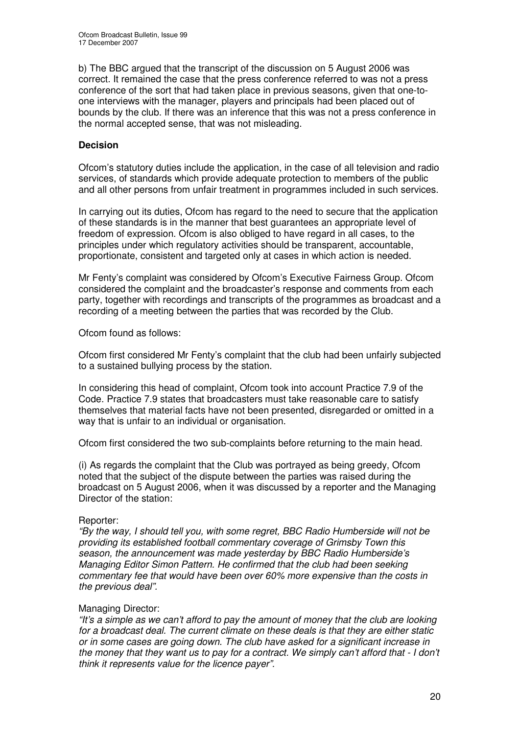b) The BBC argued that the transcript of the discussion on 5 August 2006 was correct. It remained the case that the press conference referred to was not a press conference of the sort that had taken place in previous seasons, given that one-to-one interviews with the manager, players and principals had been placed out of bounds by the club. If there was an inference that this was not a press conference in the normal accepted sense, that was not misleading.

**Decision**

Ofcom's statutory duties include the application, in the case of all television and radio services, of standards which provide adequate protection to members of the public and all other persons from unfair treatment in programmes included in such services.

In carrying out its duties, Ofcom has regard to the need to secure that the application of these standards is in the manner that best guarantees an appropriate level of freedom of expression. Ofcom is also obliged to have regard in all cases, to the principles under which regulatory activities should be transparent, accountable, proportionate, consistent and targeted only at cases in which action is needed.

Mr Fenty's complaint was considered by Ofcom's Executive Fairness Group. Ofcom considered the complaint and the broadcaster's response and comments from each party, together with recordings and transcripts of the programmes as broadcast and a recording of a meeting between the parties that was recorded by the Club.

Ofcom found as follows:

Ofcom first considered Mr Fenty's complaint that the club had been unfairly subjected to a sustained bullying process by the station.

In considering this head of complaint, Ofcom took into account Practice 7.9 of the Code. Practice 7.9 states that broadcasters must take reasonable care to satisfy themselves that material facts have not been presented, disregarded or omitted in a way that is unfair to an individual or organisation.

Ofcom first considered the two sub-complaints before returning to the main head.

(i) As regards the complaint that the Club was portrayed as being greedy, Ofcom noted that the subject of the dispute between the parties was raised during the broadcast on 5 August 2006, when it was discussed by a reporter and the Managing Director of the station:

Reporter:
*"By the way, I should tell you, with some regret, BBC Radio Humberside will not be providing its established football commentary coverage of Grimsby Town this season, the announcement was made yesterday by BBC Radio Humberside's Managing Editor Simon Pattern. He confirmed that the club had been seeking commentary fee that would have been over 60% more expensive than the costs in the previous deal".*

Managing Director:
*"It's a simple as we can't afford to pay the amount of money that the club are looking for a broadcast deal. The current climate on these deals is that they are either static or in some cases are going down. The club have asked for a significant increase in the money that they want us to pay for a contract. We simply can't afford that - I don't think it represents value for the licence payer".*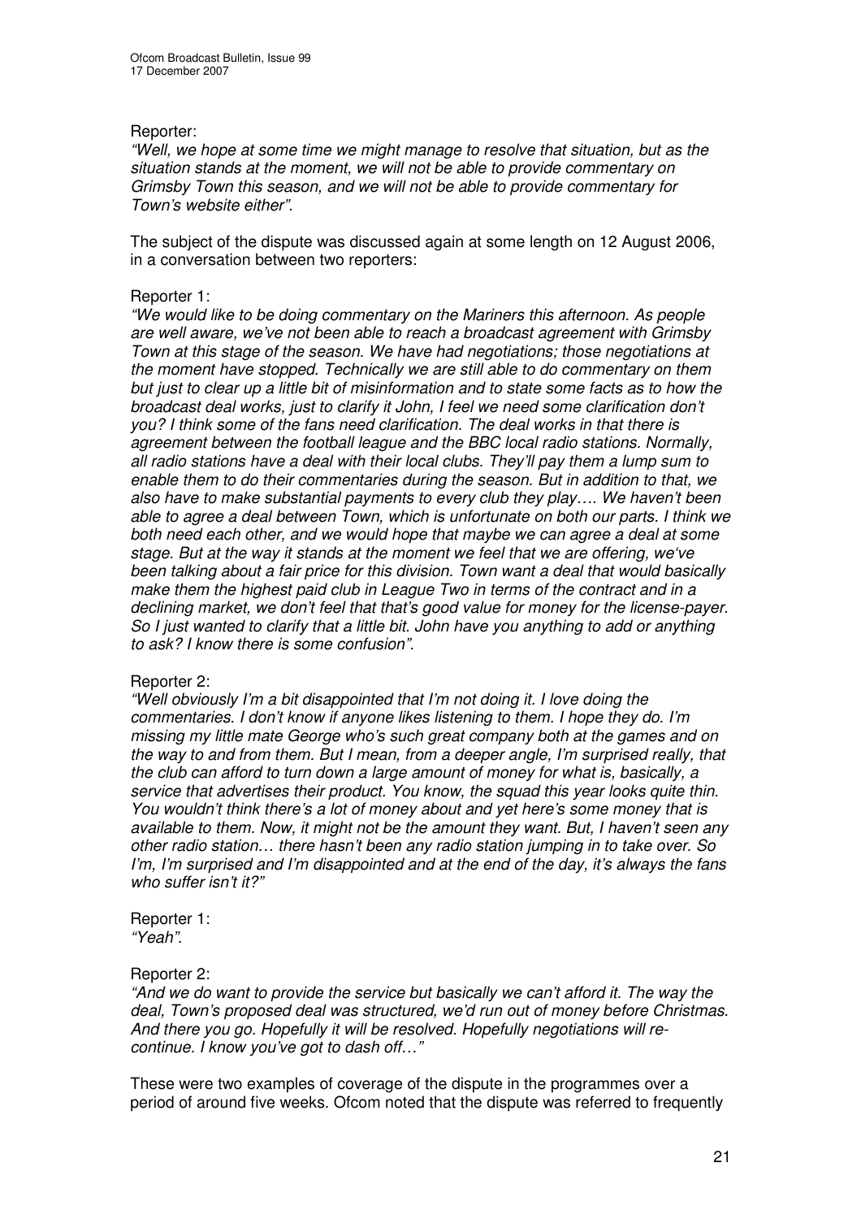Reporter:

*"Well, we hope at some time we might manage to resolve that situation, but as the situation stands at the moment, we will not be able to provide commentary on Grimsby Town this season, and we will not be able to provide commentary for Town's website either".*

The subject of the dispute was discussed again at some length on 12 August 2006, in a conversation between two reporters:

Reporter 1:

*"We would like to be doing commentary on the Mariners this afternoon. As people are well aware, we've not been able to reach a broadcast agreement with Grimsby Town at this stage of the season. We have had negotiations; those negotiations at the moment have stopped. Technically we are still able to do commentary on them but just to clear up a little bit of misinformation and to state some facts as to how the broadcast deal works, just to clarify it John, I feel we need some clarification don't you? I think some of the fans need clarification. The deal works in that there is agreement between the football league and the BBC local radio stations. Normally, all radio stations have a deal with their local clubs. They'll pay them a lump sum to enable them to do their commentaries during the season. But in addition to that, we also have to make substantial payments to every club they play…. We haven't been able to agree a deal between Town, which is unfortunate on both our parts. I think we both need each other, and we would hope that maybe we can agree a deal at some stage. But at the way it stands at the moment we feel that we are offering, we've been talking about a fair price for this division. Town want a deal that would basically make them the highest paid club in League Two in terms of the contract and in a declining market, we don't feel that that's good value for money for the license-payer. So I just wanted to clarify that a little bit. John have you anything to add or anything to ask? I know there is some confusion".*

Reporter 2:

*"Well obviously I'm a bit disappointed that I'm not doing it. I love doing the commentaries. I don't know if anyone likes listening to them. I hope they do. I'm missing my little mate George who's such great company both at the games and on the way to and from them. But I mean, from a deeper angle, I'm surprised really, that the club can afford to turn down a large amount of money for what is, basically, a service that advertises their product. You know, the squad this year looks quite thin. You wouldn't think there's a lot of money about and yet here's some money that is available to them. Now, it might not be the amount they want. But, I haven't seen any other radio station… there hasn't been any radio station jumping in to take over. So I'm, I'm surprised and I'm disappointed and at the end of the day, it's always the fans who suffer isn't it?"*

Reporter 1:

*"Yeah".*

Reporter 2:

*"And we do want to provide the service but basically we can't afford it. The way the deal, Town's proposed deal was structured, we'd run out of money before Christmas. And there you go. Hopefully it will be resolved. Hopefully negotiations will re-continue. I know you've got to dash off…"*

These were two examples of coverage of the dispute in the programmes over a period of around five weeks. Ofcom noted that the dispute was referred to frequently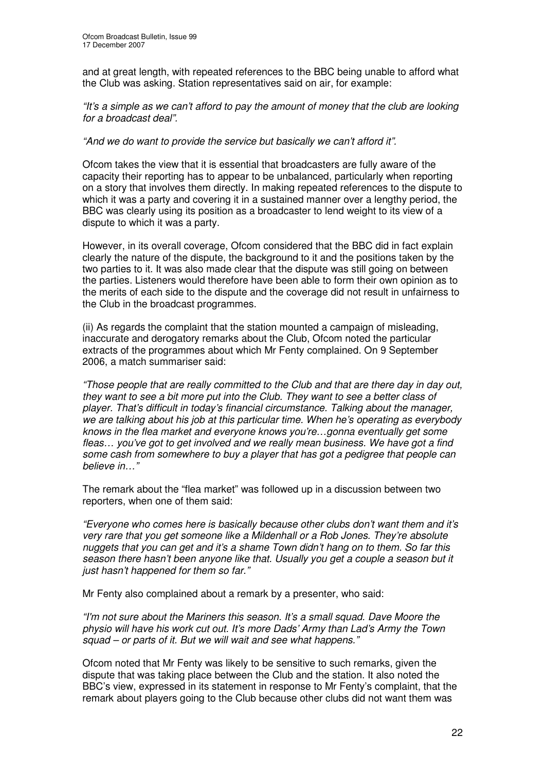and at great length, with repeated references to the BBC being unable to afford what the Club was asking. Station representatives said on air, for example:

*"It's a simple as we can't afford to pay the amount of money that the club are looking for a broadcast deal".*

*"And we do want to provide the service but basically we can't afford it".*

Ofcom takes the view that it is essential that broadcasters are fully aware of the capacity their reporting has to appear to be unbalanced, particularly when reporting on a story that involves them directly. In making repeated references to the dispute to which it was a party and covering it in a sustained manner over a lengthy period, the BBC was clearly using its position as a broadcaster to lend weight to its view of a dispute to which it was a party.

However, in its overall coverage, Ofcom considered that the BBC did in fact explain clearly the nature of the dispute, the background to it and the positions taken by the two parties to it. It was also made clear that the dispute was still going on between the parties. Listeners would therefore have been able to form their own opinion as to the merits of each side to the dispute and the coverage did not result in unfairness to the Club in the broadcast programmes.

(ii) As regards the complaint that the station mounted a campaign of misleading, inaccurate and derogatory remarks about the Club, Ofcom noted the particular extracts of the programmes about which Mr Fenty complained. On 9 September 2006, a match summariser said:

*"Those people that are really committed to the Club and that are there day in day out, they want to see a bit more put into the Club. They want to see a better class of player. That's difficult in today's financial circumstance. Talking about the manager, we are talking about his job at this particular time. When he's operating as everybody knows in the flea market and everyone knows you're…gonna eventually get some fleas… you've got to get involved and we really mean business. We have got a find some cash from somewhere to buy a player that has got a pedigree that people can believe in…"*

The remark about the "flea market" was followed up in a discussion between two reporters, when one of them said:

*"Everyone who comes here is basically because other clubs don't want them and it's very rare that you get someone like a Mildenhall or a Rob Jones. They're absolute nuggets that you can get and it's a shame Town didn't hang on to them. So far this season there hasn't been anyone like that. Usually you get a couple a season but it just hasn't happened for them so far."*

Mr Fenty also complained about a remark by a presenter, who said:

*"I'm not sure about the Mariners this season. It's a small squad. Dave Moore the physio will have his work cut out. It's more Dads' Army than Lad's Army the Town squad – or parts of it. But we will wait and see what happens."*

Ofcom noted that Mr Fenty was likely to be sensitive to such remarks, given the dispute that was taking place between the Club and the station. It also noted the BBC's view, expressed in its statement in response to Mr Fenty's complaint, that the remark about players going to the Club because other clubs did not want them was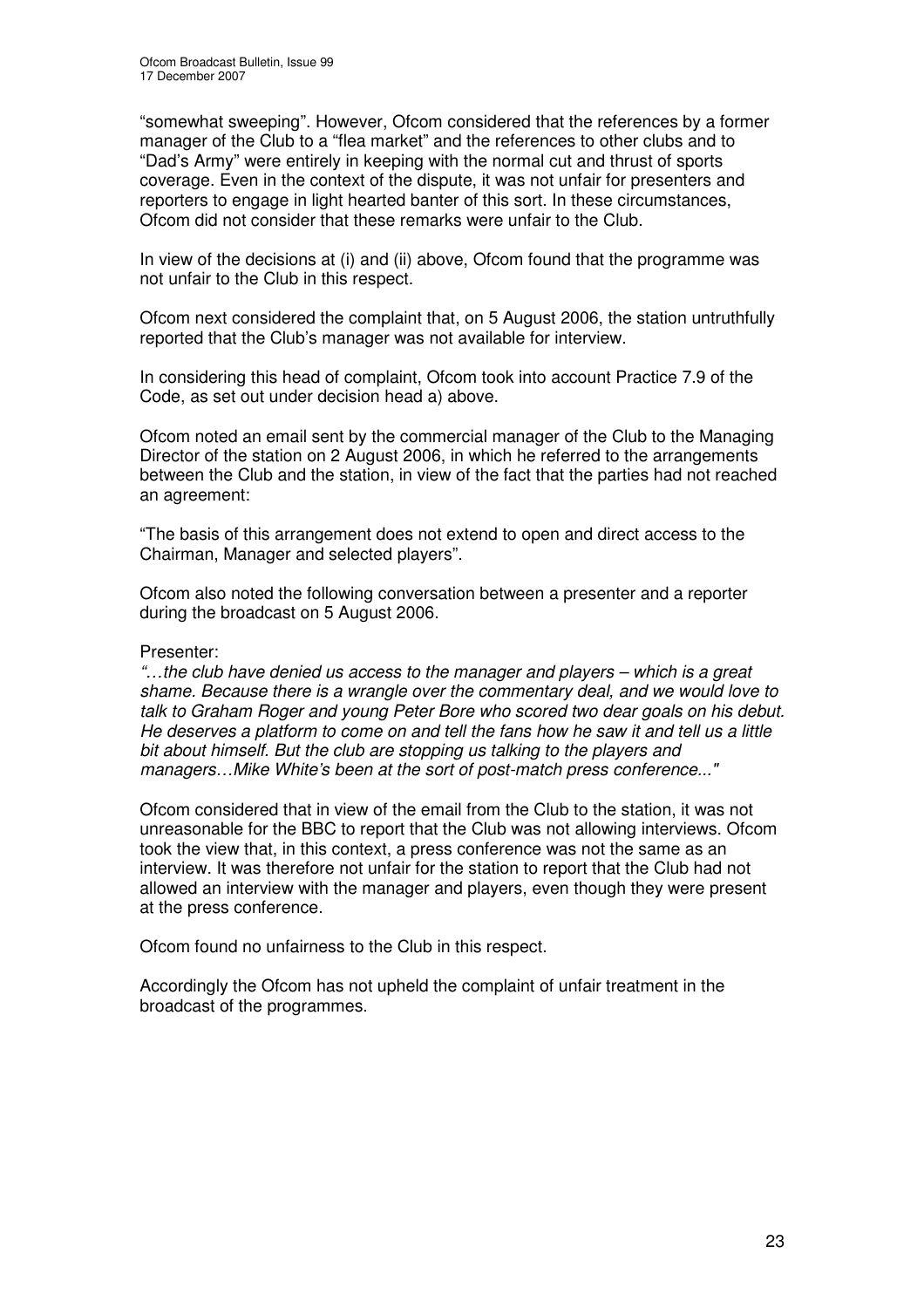"somewhat sweeping". However, Ofcom considered that the references by a former manager of the Club to a "flea market" and the references to other clubs and to "Dad's Army" were entirely in keeping with the normal cut and thrust of sports coverage. Even in the context of the dispute, it was not unfair for presenters and reporters to engage in light hearted banter of this sort. In these circumstances, Ofcom did not consider that these remarks were unfair to the Club.

In view of the decisions at (i) and (ii) above, Ofcom found that the programme was not unfair to the Club in this respect.

Ofcom next considered the complaint that, on 5 August 2006, the station untruthfully reported that the Club's manager was not available for interview.

In considering this head of complaint, Ofcom took into account Practice 7.9 of the Code, as set out under decision head a) above.

Ofcom noted an email sent by the commercial manager of the Club to the Managing Director of the station on 2 August 2006, in which he referred to the arrangements between the Club and the station, in view of the fact that the parties had not reached an agreement:

"The basis of this arrangement does not extend to open and direct access to the Chairman, Manager and selected players".

Ofcom also noted the following conversation between a presenter and a reporter during the broadcast on 5 August 2006.

Presenter:
*"…the club have denied us access to the manager and players – which is a great shame. Because there is a wrangle over the commentary deal, and we would love to talk to Graham Roger and young Peter Bore who scored two dear goals on his debut. He deserves a platform to come on and tell the fans how he saw it and tell us a little bit about himself. But the club are stopping us talking to the players and managers…Mike White's been at the sort of post-match press conference..."*

Ofcom considered that in view of the email from the Club to the station, it was not unreasonable for the BBC to report that the Club was not allowing interviews. Ofcom took the view that, in this context, a press conference was not the same as an interview. It was therefore not unfair for the station to report that the Club had not allowed an interview with the manager and players, even though they were present at the press conference.

Ofcom found no unfairness to the Club in this respect.

Accordingly the Ofcom has not upheld the complaint of unfair treatment in the broadcast of the programmes.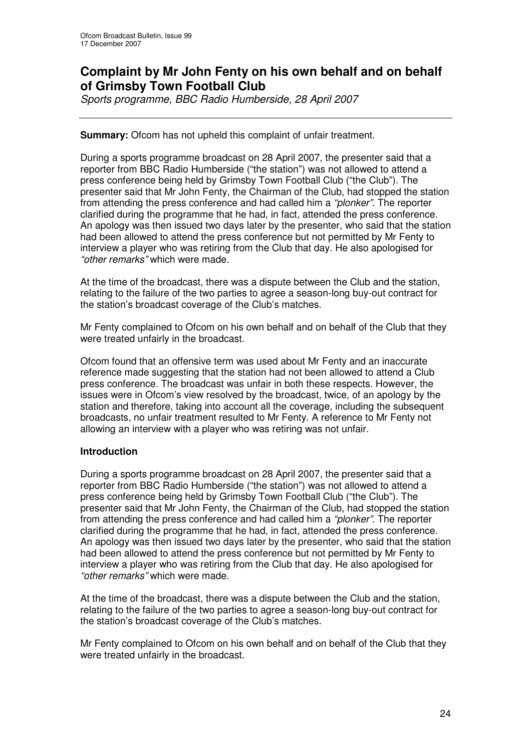# Complaint by Mr John Fenty on his own behalf and on behalf of Grimsby Town Football Club

*Sports programme, BBC Radio Humberside, 28 April 2007*

---

**Summary:** Ofcom has not upheld this complaint of unfair treatment.

During a sports programme broadcast on 28 April 2007, the presenter said that a reporter from BBC Radio Humberside ("the station") was not allowed to attend a press conference being held by Grimsby Town Football Club ("the Club"). The presenter said that Mr John Fenty, the Chairman of the Club, had stopped the station from attending the press conference and had called him a *"plonker"*. The reporter clarified during the programme that he had, in fact, attended the press conference. An apology was then issued two days later by the presenter, who said that the station had been allowed to attend the press conference but not permitted by Mr Fenty to interview a player who was retiring from the Club that day. He also apologised for *"other remarks"* which were made.

At the time of the broadcast, there was a dispute between the Club and the station, relating to the failure of the two parties to agree a season-long buy-out contract for the station's broadcast coverage of the Club's matches.

Mr Fenty complained to Ofcom on his own behalf and on behalf of the Club that they were treated unfairly in the broadcast.

Ofcom found that an offensive term was used about Mr Fenty and an inaccurate reference made suggesting that the station had not been allowed to attend a Club press conference. The broadcast was unfair in both these respects. However, the issues were in Ofcom's view resolved by the broadcast, twice, of an apology by the station and therefore, taking into account all the coverage, including the subsequent broadcasts, no unfair treatment resulted to Mr Fenty. A reference to Mr Fenty not allowing an interview with a player who was retiring was not unfair.

**Introduction**

During a sports programme broadcast on 28 April 2007, the presenter said that a reporter from BBC Radio Humberside ("the station") was not allowed to attend a press conference being held by Grimsby Town Football Club ("the Club"). The presenter said that Mr John Fenty, the Chairman of the Club, had stopped the station from attending the press conference and had called him a *"plonker"*. The reporter clarified during the programme that he had, in fact, attended the press conference. An apology was then issued two days later by the presenter, who said that the station had been allowed to attend the press conference but not permitted by Mr Fenty to interview a player who was retiring from the Club that day. He also apologised for *"other remarks"* which were made.

At the time of the broadcast, there was a dispute between the Club and the station, relating to the failure of the two parties to agree a season-long buy-out contract for the station's broadcast coverage of the Club's matches.

Mr Fenty complained to Ofcom on his own behalf and on behalf of the Club that they were treated unfairly in the broadcast.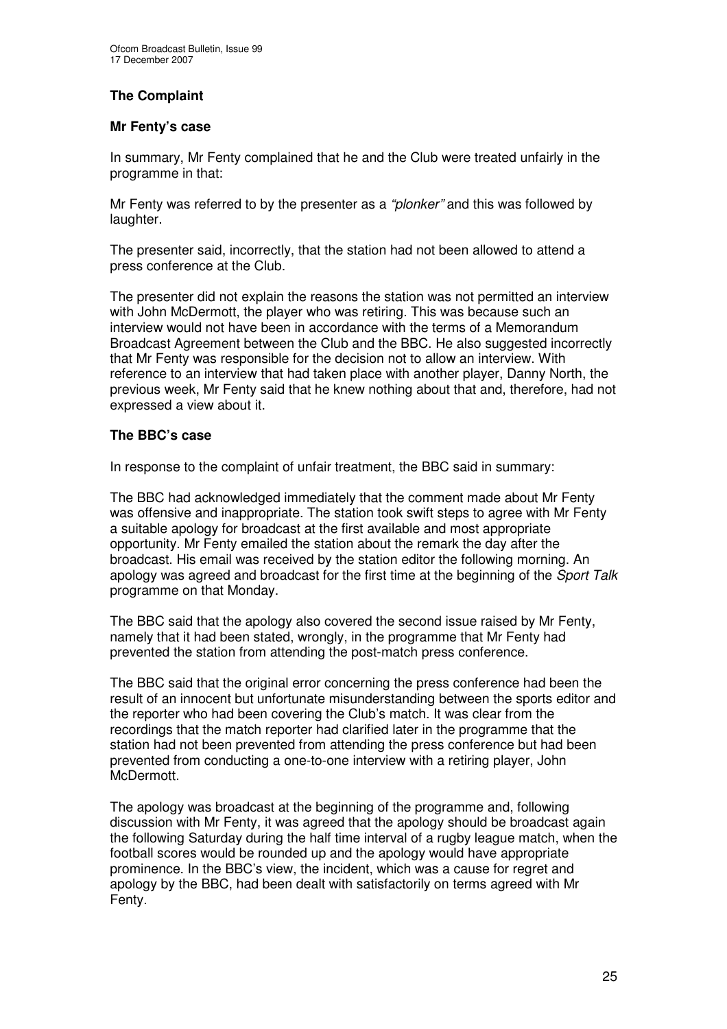### The Complaint

#### Mr Fenty's case

In summary, Mr Fenty complained that he and the Club were treated unfairly in the programme in that:

Mr Fenty was referred to by the presenter as a *"plonker"* and this was followed by laughter.

The presenter said, incorrectly, that the station had not been allowed to attend a press conference at the Club.

The presenter did not explain the reasons the station was not permitted an interview with John McDermott, the player who was retiring. This was because such an interview would not have been in accordance with the terms of a Memorandum Broadcast Agreement between the Club and the BBC. He also suggested incorrectly that Mr Fenty was responsible for the decision not to allow an interview. With reference to an interview that had taken place with another player, Danny North, the previous week, Mr Fenty said that he knew nothing about that and, therefore, had not expressed a view about it.

#### The BBC's case

In response to the complaint of unfair treatment, the BBC said in summary:

The BBC had acknowledged immediately that the comment made about Mr Fenty was offensive and inappropriate. The station took swift steps to agree with Mr Fenty a suitable apology for broadcast at the first available and most appropriate opportunity. Mr Fenty emailed the station about the remark the day after the broadcast. His email was received by the station editor the following morning. An apology was agreed and broadcast for the first time at the beginning of the *Sport Talk* programme on that Monday.

The BBC said that the apology also covered the second issue raised by Mr Fenty, namely that it had been stated, wrongly, in the programme that Mr Fenty had prevented the station from attending the post-match press conference.

The BBC said that the original error concerning the press conference had been the result of an innocent but unfortunate misunderstanding between the sports editor and the reporter who had been covering the Club's match. It was clear from the recordings that the match reporter had clarified later in the programme that the station had not been prevented from attending the press conference but had been prevented from conducting a one-to-one interview with a retiring player, John McDermott.

The apology was broadcast at the beginning of the programme and, following discussion with Mr Fenty, it was agreed that the apology should be broadcast again the following Saturday during the half time interval of a rugby league match, when the football scores would be rounded up and the apology would have appropriate prominence. In the BBC's view, the incident, which was a cause for regret and apology by the BBC, had been dealt with satisfactorily on terms agreed with Mr Fenty.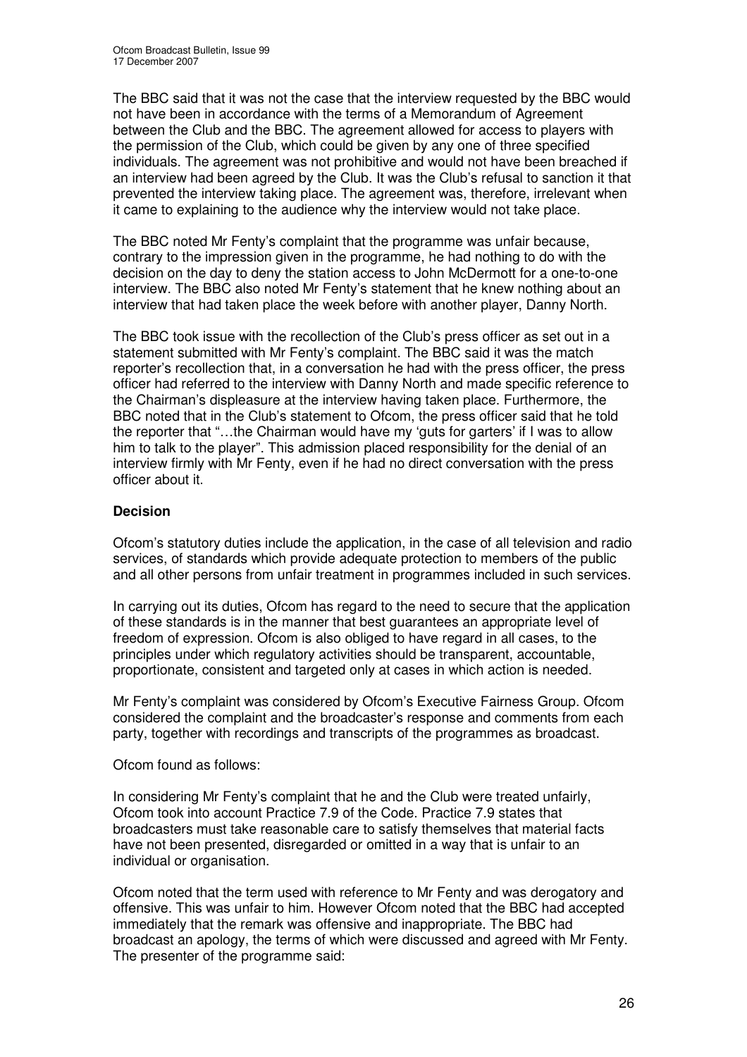The BBC said that it was not the case that the interview requested by the BBC would not have been in accordance with the terms of a Memorandum of Agreement between the Club and the BBC. The agreement allowed for access to players with the permission of the Club, which could be given by any one of three specified individuals. The agreement was not prohibitive and would not have been breached if an interview had been agreed by the Club. It was the Club's refusal to sanction it that prevented the interview taking place. The agreement was, therefore, irrelevant when it came to explaining to the audience why the interview would not take place.

The BBC noted Mr Fenty's complaint that the programme was unfair because, contrary to the impression given in the programme, he had nothing to do with the decision on the day to deny the station access to John McDermott for a one-to-one interview. The BBC also noted Mr Fenty's statement that he knew nothing about an interview that had taken place the week before with another player, Danny North.

The BBC took issue with the recollection of the Club's press officer as set out in a statement submitted with Mr Fenty's complaint. The BBC said it was the match reporter's recollection that, in a conversation he had with the press officer, the press officer had referred to the interview with Danny North and made specific reference to the Chairman's displeasure at the interview having taken place. Furthermore, the BBC noted that in the Club's statement to Ofcom, the press officer said that he told the reporter that "…the Chairman would have my 'guts for garters' if I was to allow him to talk to the player". This admission placed responsibility for the denial of an interview firmly with Mr Fenty, even if he had no direct conversation with the press officer about it.

**Decision**

Ofcom's statutory duties include the application, in the case of all television and radio services, of standards which provide adequate protection to members of the public and all other persons from unfair treatment in programmes included in such services.

In carrying out its duties, Ofcom has regard to the need to secure that the application of these standards is in the manner that best guarantees an appropriate level of freedom of expression. Ofcom is also obliged to have regard in all cases, to the principles under which regulatory activities should be transparent, accountable, proportionate, consistent and targeted only at cases in which action is needed.

Mr Fenty's complaint was considered by Ofcom's Executive Fairness Group. Ofcom considered the complaint and the broadcaster's response and comments from each party, together with recordings and transcripts of the programmes as broadcast.

Ofcom found as follows:

In considering Mr Fenty's complaint that he and the Club were treated unfairly, Ofcom took into account Practice 7.9 of the Code. Practice 7.9 states that broadcasters must take reasonable care to satisfy themselves that material facts have not been presented, disregarded or omitted in a way that is unfair to an individual or organisation.

Ofcom noted that the term used with reference to Mr Fenty and was derogatory and offensive. This was unfair to him. However Ofcom noted that the BBC had accepted immediately that the remark was offensive and inappropriate. The BBC had broadcast an apology, the terms of which were discussed and agreed with Mr Fenty. The presenter of the programme said: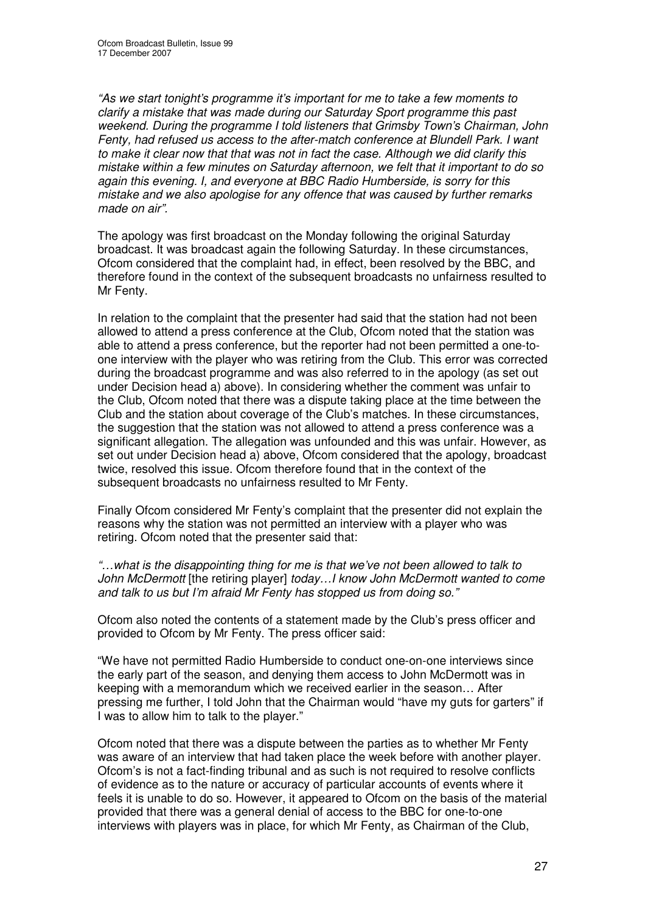*"As we start tonight's programme it's important for me to take a few moments to clarify a mistake that was made during our Saturday Sport programme this past weekend. During the programme I told listeners that Grimsby Town's Chairman, John Fenty, had refused us access to the after-match conference at Blundell Park. I want to make it clear now that that was not in fact the case. Although we did clarify this mistake within a few minutes on Saturday afternoon, we felt that it important to do so again this evening. I, and everyone at BBC Radio Humberside, is sorry for this mistake and we also apologise for any offence that was caused by further remarks made on air"*.

The apology was first broadcast on the Monday following the original Saturday broadcast. It was broadcast again the following Saturday. In these circumstances, Ofcom considered that the complaint had, in effect, been resolved by the BBC, and therefore found in the context of the subsequent broadcasts no unfairness resulted to Mr Fenty.

In relation to the complaint that the presenter had said that the station had not been allowed to attend a press conference at the Club, Ofcom noted that the station was able to attend a press conference, but the reporter had not been permitted a one-to-one interview with the player who was retiring from the Club. This error was corrected during the broadcast programme and was also referred to in the apology (as set out under Decision head a) above). In considering whether the comment was unfair to the Club, Ofcom noted that there was a dispute taking place at the time between the Club and the station about coverage of the Club's matches. In these circumstances, the suggestion that the station was not allowed to attend a press conference was a significant allegation. The allegation was unfounded and this was unfair. However, as set out under Decision head a) above, Ofcom considered that the apology, broadcast twice, resolved this issue. Ofcom therefore found that in the context of the subsequent broadcasts no unfairness resulted to Mr Fenty.

Finally Ofcom considered Mr Fenty's complaint that the presenter did not explain the reasons why the station was not permitted an interview with a player who was retiring. Ofcom noted that the presenter said that:

*"…what is the disappointing thing for me is that we've not been allowed to talk to John McDermott* [the retiring player] *today…I know John McDermott wanted to come and talk to us but I'm afraid Mr Fenty has stopped us from doing so."*

Ofcom also noted the contents of a statement made by the Club's press officer and provided to Ofcom by Mr Fenty. The press officer said:

"We have not permitted Radio Humberside to conduct one-on-one interviews since the early part of the season, and denying them access to John McDermott was in keeping with a memorandum which we received earlier in the season… After pressing me further, I told John that the Chairman would "have my guts for garters" if I was to allow him to talk to the player."

Ofcom noted that there was a dispute between the parties as to whether Mr Fenty was aware of an interview that had taken place the week before with another player. Ofcom's is not a fact-finding tribunal and as such is not required to resolve conflicts of evidence as to the nature or accuracy of particular accounts of events where it feels it is unable to do so. However, it appeared to Ofcom on the basis of the material provided that there was a general denial of access to the BBC for one-to-one interviews with players was in place, for which Mr Fenty, as Chairman of the Club,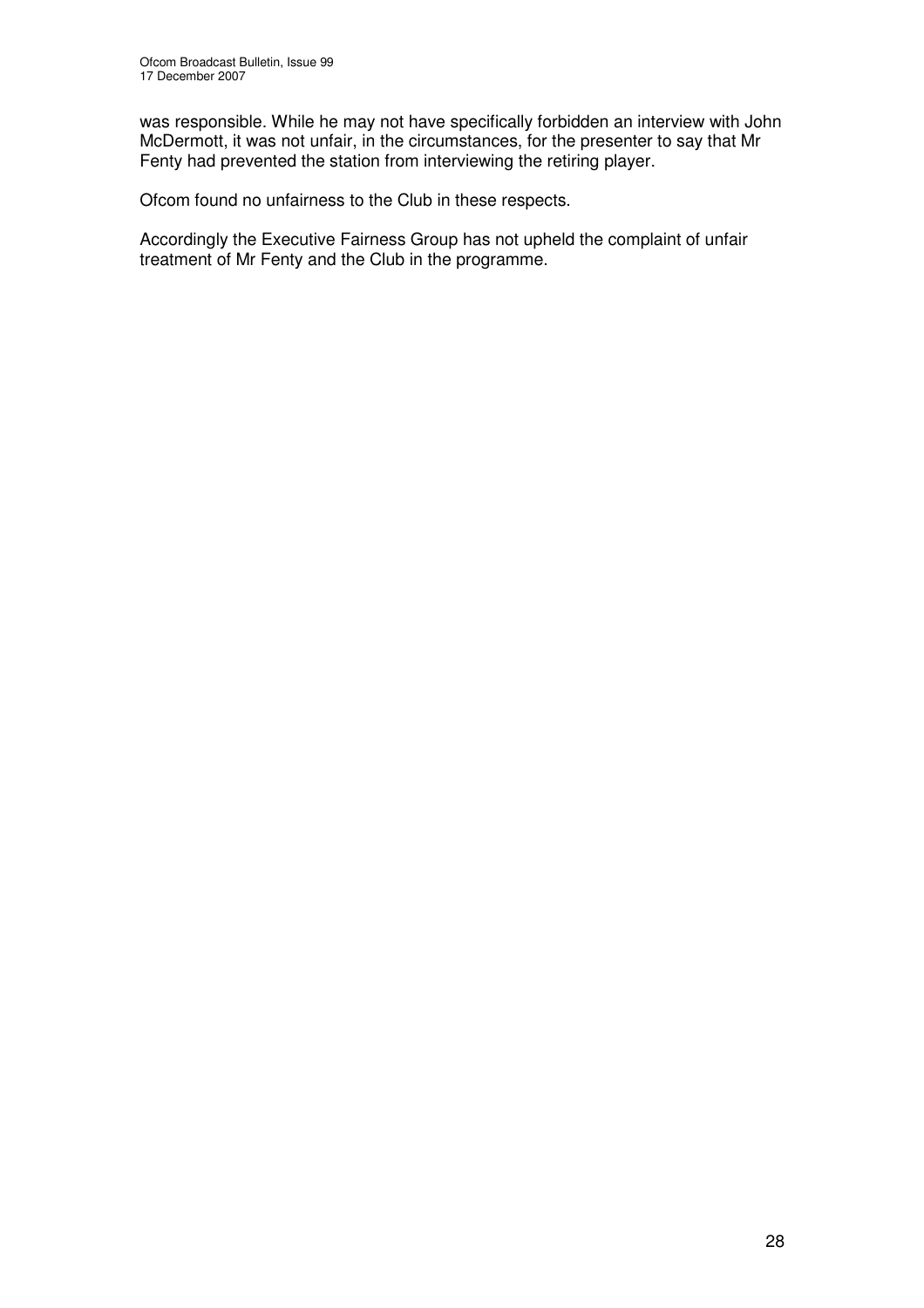was responsible. While he may not have specifically forbidden an interview with John McDermott, it was not unfair, in the circumstances, for the presenter to say that Mr Fenty had prevented the station from interviewing the retiring player.

Ofcom found no unfairness to the Club in these respects.

Accordingly the Executive Fairness Group has not upheld the complaint of unfair treatment of Mr Fenty and the Club in the programme.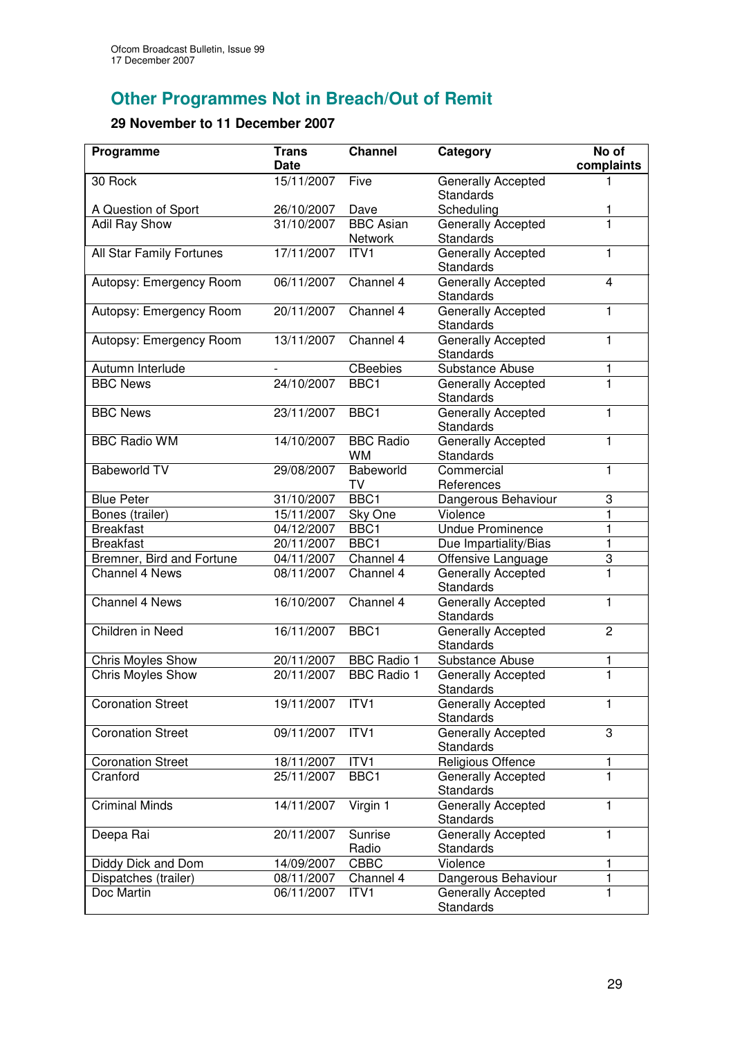## Other Programmes Not in Breach/Out of Remit

### 29 November to 11 December 2007

| Programme | Trans Date | Channel | Category | No of complaints |
|---|---|---|---|---|
| 30 Rock | 15/11/2007 | Five | Generally Accepted Standards | 1 |
| A Question of Sport | 26/10/2007 | Dave | Scheduling | 1 |
| Adil Ray Show | 31/10/2007 | BBC Asian Network | Generally Accepted Standards | 1 |
| All Star Family Fortunes | 17/11/2007 | ITV1 | Generally Accepted Standards | 1 |
| Autopsy: Emergency Room | 06/11/2007 | Channel 4 | Generally Accepted Standards | 4 |
| Autopsy: Emergency Room | 20/11/2007 | Channel 4 | Generally Accepted Standards | 1 |
| Autopsy: Emergency Room | 13/11/2007 | Channel 4 | Generally Accepted Standards | 1 |
| Autumn Interlude | - | CBeebies | Substance Abuse | 1 |
| BBC News | 24/10/2007 | BBC1 | Generally Accepted Standards | 1 |
| BBC News | 23/11/2007 | BBC1 | Generally Accepted Standards | 1 |
| BBC Radio WM | 14/10/2007 | BBC Radio WM | Generally Accepted Standards | 1 |
| Babeworld TV | 29/08/2007 | Babeworld TV | Commercial References | 1 |
| Blue Peter | 31/10/2007 | BBC1 | Dangerous Behaviour | 3 |
| Bones (trailer) | 15/11/2007 | Sky One | Violence | 1 |
| Breakfast | 04/12/2007 | BBC1 | Undue Prominence | 1 |
| Breakfast | 20/11/2007 | BBC1 | Due Impartiality/Bias | 1 |
| Bremner, Bird and Fortune | 04/11/2007 | Channel 4 | Offensive Language | 3 |
| Channel 4 News | 08/11/2007 | Channel 4 | Generally Accepted Standards | 1 |
| Channel 4 News | 16/10/2007 | Channel 4 | Generally Accepted Standards | 1 |
| Children in Need | 16/11/2007 | BBC1 | Generally Accepted Standards | 2 |
| Chris Moyles Show | 20/11/2007 | BBC Radio 1 | Substance Abuse | 1 |
| Chris Moyles Show | 20/11/2007 | BBC Radio 1 | Generally Accepted Standards | 1 |
| Coronation Street | 19/11/2007 | ITV1 | Generally Accepted Standards | 1 |
| Coronation Street | 09/11/2007 | ITV1 | Generally Accepted Standards | 3 |
| Coronation Street | 18/11/2007 | ITV1 | Religious Offence | 1 |
| Cranford | 25/11/2007 | BBC1 | Generally Accepted Standards | 1 |
| Criminal Minds | 14/11/2007 | Virgin 1 | Generally Accepted Standards | 1 |
| Deepa Rai | 20/11/2007 | Sunrise Radio | Generally Accepted Standards | 1 |
| Diddy Dick and Dom | 14/09/2007 | CBBC | Violence | 1 |
| Dispatches (trailer) | 08/11/2007 | Channel 4 | Dangerous Behaviour | 1 |
| Doc Martin | 06/11/2007 | ITV1 | Generally Accepted Standards | 1 |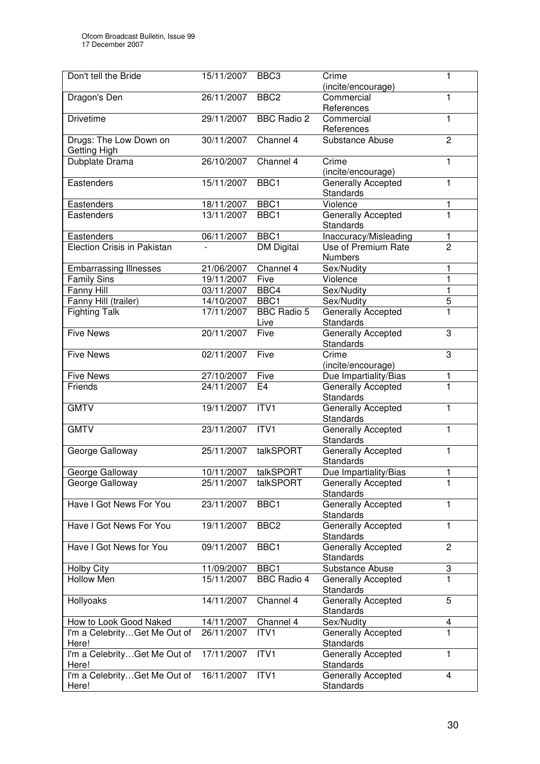| Don't tell the Bride | 15/11/2007 | BBC3 | Crime (incite/encourage) | 1 |
|---|---|---|---|---|
| Dragon's Den | 26/11/2007 | BBC2 | Commercial References | 1 |
| Drivetime | 29/11/2007 | BBC Radio 2 | Commercial References | 1 |
| Drugs: The Low Down on Getting High | 30/11/2007 | Channel 4 | Substance Abuse | 2 |
| Dubplate Drama | 26/10/2007 | Channel 4 | Crime (incite/encourage) | 1 |
| Eastenders | 15/11/2007 | BBC1 | Generally Accepted Standards | 1 |
| Eastenders | 18/11/2007 | BBC1 | Violence | 1 |
| Eastenders | 13/11/2007 | BBC1 | Generally Accepted Standards | 1 |
| Eastenders | 06/11/2007 | BBC1 | Inaccuracy/Misleading | 1 |
| Election Crisis in Pakistan | - | DM Digital | Use of Premium Rate Numbers | 2 |
| Embarrassing Illnesses | 21/06/2007 | Channel 4 | Sex/Nudity | 1 |
| Family Sins | 19/11/2007 | Five | Violence | 1 |
| Fanny Hill | 03/11/2007 | BBC4 | Sex/Nudity | 1 |
| Fanny Hill (trailer) | 14/10/2007 | BBC1 | Sex/Nudity | 5 |
| Fighting Talk | 17/11/2007 | BBC Radio 5 Live | Generally Accepted Standards | 1 |
| Five News | 20/11/2007 | Five | Generally Accepted Standards | 3 |
| Five News | 02/11/2007 | Five | Crime (incite/encourage) | 3 |
| Five News | 27/10/2007 | Five | Due Impartiality/Bias | 1 |
| Friends | 24/11/2007 | E4 | Generally Accepted Standards | 1 |
| GMTV | 19/11/2007 | ITV1 | Generally Accepted Standards | 1 |
| GMTV | 23/11/2007 | ITV1 | Generally Accepted Standards | 1 |
| George Galloway | 25/11/2007 | talkSPORT | Generally Accepted Standards | 1 |
| George Galloway | 10/11/2007 | talkSPORT | Due Impartiality/Bias | 1 |
| George Galloway | 25/11/2007 | talkSPORT | Generally Accepted Standards | 1 |
| Have I Got News For You | 23/11/2007 | BBC1 | Generally Accepted Standards | 1 |
| Have I Got News For You | 19/11/2007 | BBC2 | Generally Accepted Standards | 1 |
| Have I Got News for You | 09/11/2007 | BBC1 | Generally Accepted Standards | 2 |
| Holby City | 11/09/2007 | BBC1 | Substance Abuse | 3 |
| Hollow Men | 15/11/2007 | BBC Radio 4 | Generally Accepted Standards | 1 |
| Hollyoaks | 14/11/2007 | Channel 4 | Generally Accepted Standards | 5 |
| How to Look Good Naked | 14/11/2007 | Channel 4 | Sex/Nudity | 4 |
| I'm a Celebrity…Get Me Out of Here! | 26/11/2007 | ITV1 | Generally Accepted Standards | 1 |
| I'm a Celebrity…Get Me Out of Here! | 17/11/2007 | ITV1 | Generally Accepted Standards | 1 |
| I'm a Celebrity…Get Me Out of Here! | 16/11/2007 | ITV1 | Generally Accepted Standards | 4 |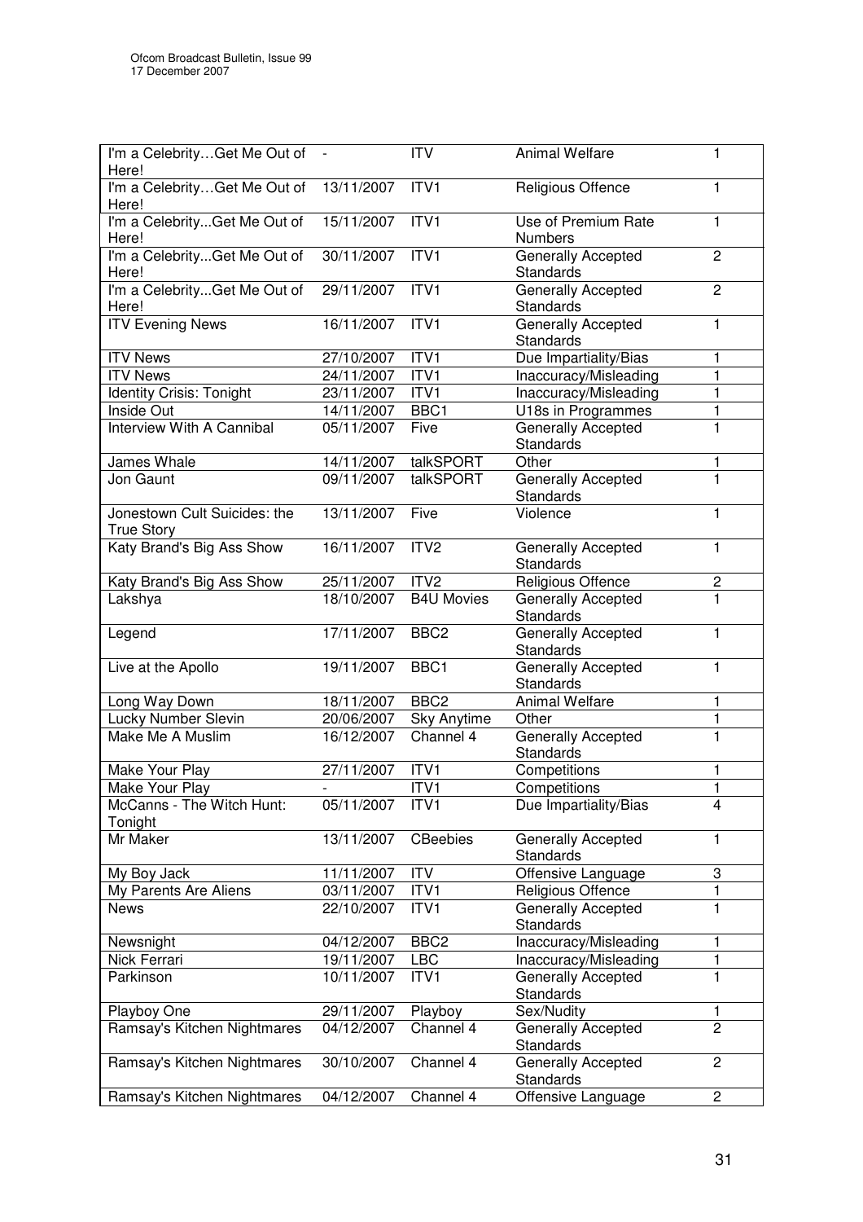| I'm a Celebrity…Get Me Out of Here! | - | ITV | Animal Welfare | 1 |
|---|---|---|---|---|
| I'm a Celebrity…Get Me Out of Here! | 13/11/2007 | ITV1 | Religious Offence | 1 |
| I'm a Celebrity...Get Me Out of Here! | 15/11/2007 | ITV1 | Use of Premium Rate Numbers | 1 |
| I'm a Celebrity...Get Me Out of Here! | 30/11/2007 | ITV1 | Generally Accepted Standards | 2 |
| I'm a Celebrity...Get Me Out of Here! | 29/11/2007 | ITV1 | Generally Accepted Standards | 2 |
| ITV Evening News | 16/11/2007 | ITV1 | Generally Accepted Standards | 1 |
| ITV News | 27/10/2007 | ITV1 | Due Impartiality/Bias | 1 |
| ITV News | 24/11/2007 | ITV1 | Inaccuracy/Misleading | 1 |
| Identity Crisis: Tonight | 23/11/2007 | ITV1 | Inaccuracy/Misleading | 1 |
| Inside Out | 14/11/2007 | BBC1 | U18s in Programmes | 1 |
| Interview With A Cannibal | 05/11/2007 | Five | Generally Accepted Standards | 1 |
| James Whale | 14/11/2007 | talkSPORT | Other | 1 |
| Jon Gaunt | 09/11/2007 | talkSPORT | Generally Accepted Standards | 1 |
| Jonestown Cult Suicides: the True Story | 13/11/2007 | Five | Violence | 1 |
| Katy Brand's Big Ass Show | 16/11/2007 | ITV2 | Generally Accepted Standards | 1 |
| Katy Brand's Big Ass Show | 25/11/2007 | ITV2 | Religious Offence | 2 |
| Lakshya | 18/10/2007 | B4U Movies | Generally Accepted Standards | 1 |
| Legend | 17/11/2007 | BBC2 | Generally Accepted Standards | 1 |
| Live at the Apollo | 19/11/2007 | BBC1 | Generally Accepted Standards | 1 |
| Long Way Down | 18/11/2007 | BBC2 | Animal Welfare | 1 |
| Lucky Number Slevin | 20/06/2007 | Sky Anytime | Other | 1 |
| Make Me A Muslim | 16/12/2007 | Channel 4 | Generally Accepted Standards | 1 |
| Make Your Play | 27/11/2007 | ITV1 | Competitions | 1 |
| Make Your Play | - | ITV1 | Competitions | 1 |
| McCanns - The Witch Hunt: Tonight | 05/11/2007 | ITV1 | Due Impartiality/Bias | 4 |
| Mr Maker | 13/11/2007 | CBeebies | Generally Accepted Standards | 1 |
| My Boy Jack | 11/11/2007 | ITV | Offensive Language | 3 |
| My Parents Are Aliens | 03/11/2007 | ITV1 | Religious Offence | 1 |
| News | 22/10/2007 | ITV1 | Generally Accepted Standards | 1 |
| Newsnight | 04/12/2007 | BBC2 | Inaccuracy/Misleading | 1 |
| Nick Ferrari | 19/11/2007 | LBC | Inaccuracy/Misleading | 1 |
| Parkinson | 10/11/2007 | ITV1 | Generally Accepted Standards | 1 |
| Playboy One | 29/11/2007 | Playboy | Sex/Nudity | 1 |
| Ramsay's Kitchen Nightmares | 04/12/2007 | Channel 4 | Generally Accepted Standards | 2 |
| Ramsay's Kitchen Nightmares | 30/10/2007 | Channel 4 | Generally Accepted Standards | 2 |
| Ramsay's Kitchen Nightmares | 04/12/2007 | Channel 4 | Offensive Language | 2 |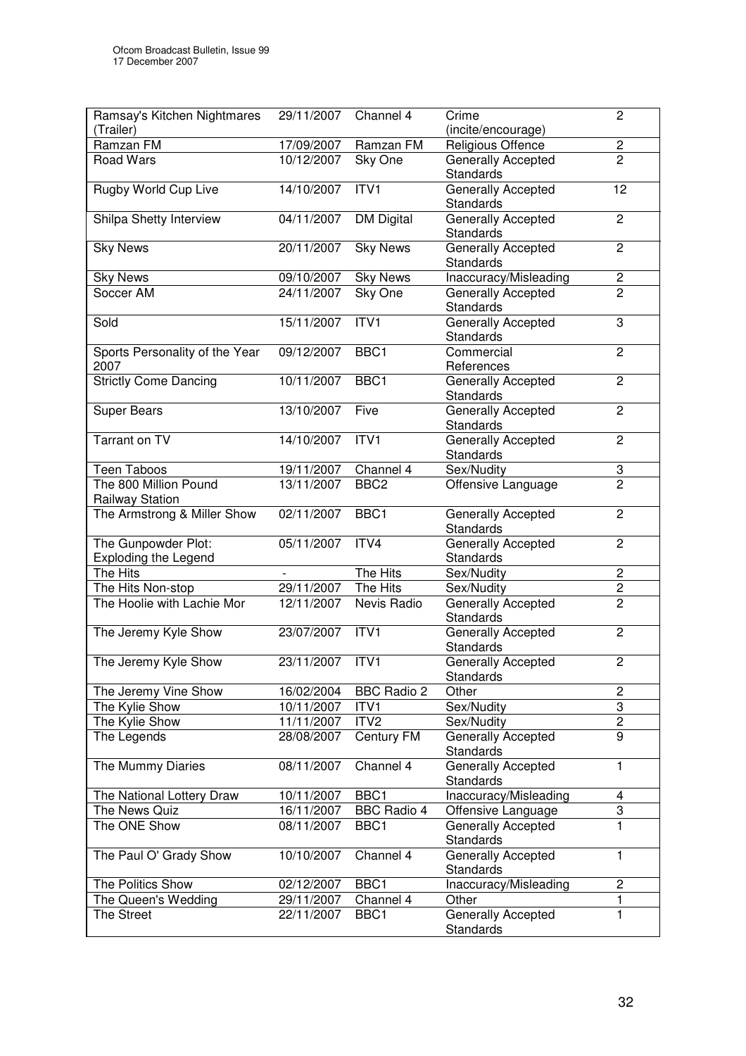| Ramsay's Kitchen Nightmares (Trailer) | 29/11/2007 | Channel 4 | Crime (incite/encourage) | 2 |
|---|---|---|---|---|
| Ramzan FM | 17/09/2007 | Ramzan FM | Religious Offence | 2 |
| Road Wars | 10/12/2007 | Sky One | Generally Accepted Standards | 2 |
| Rugby World Cup Live | 14/10/2007 | ITV1 | Generally Accepted Standards | 12 |
| Shilpa Shetty Interview | 04/11/2007 | DM Digital | Generally Accepted Standards | 2 |
| Sky News | 20/11/2007 | Sky News | Generally Accepted Standards | 2 |
| Sky News | 09/10/2007 | Sky News | Inaccuracy/Misleading | 2 |
| Soccer AM | 24/11/2007 | Sky One | Generally Accepted Standards | 2 |
| Sold | 15/11/2007 | ITV1 | Generally Accepted Standards | 3 |
| Sports Personality of the Year 2007 | 09/12/2007 | BBC1 | Commercial References | 2 |
| Strictly Come Dancing | 10/11/2007 | BBC1 | Generally Accepted Standards | 2 |
| Super Bears | 13/10/2007 | Five | Generally Accepted Standards | 2 |
| Tarrant on TV | 14/10/2007 | ITV1 | Generally Accepted Standards | 2 |
| Teen Taboos | 19/11/2007 | Channel 4 | Sex/Nudity | 3 |
| The 800 Million Pound Railway Station | 13/11/2007 | BBC2 | Offensive Language | 2 |
| The Armstrong & Miller Show | 02/11/2007 | BBC1 | Generally Accepted Standards | 2 |
| The Gunpowder Plot: Exploding the Legend | 05/11/2007 | ITV4 | Generally Accepted Standards | 2 |
| The Hits | - | The Hits | Sex/Nudity | 2 |
| The Hits Non-stop | 29/11/2007 | The Hits | Sex/Nudity | 2 |
| The Hoolie with Lachie Mor | 12/11/2007 | Nevis Radio | Generally Accepted Standards | 2 |
| The Jeremy Kyle Show | 23/07/2007 | ITV1 | Generally Accepted Standards | 2 |
| The Jeremy Kyle Show | 23/11/2007 | ITV1 | Generally Accepted Standards | 2 |
| The Jeremy Vine Show | 16/02/2004 | BBC Radio 2 | Other | 2 |
| The Kylie Show | 10/11/2007 | ITV1 | Sex/Nudity | 3 |
| The Kylie Show | 11/11/2007 | ITV2 | Sex/Nudity | 2 |
| The Legends | 28/08/2007 | Century FM | Generally Accepted Standards | 9 |
| The Mummy Diaries | 08/11/2007 | Channel 4 | Generally Accepted Standards | 1 |
| The National Lottery Draw | 10/11/2007 | BBC1 | Inaccuracy/Misleading | 4 |
| The News Quiz | 16/11/2007 | BBC Radio 4 | Offensive Language | 3 |
| The ONE Show | 08/11/2007 | BBC1 | Generally Accepted Standards | 1 |
| The Paul O' Grady Show | 10/10/2007 | Channel 4 | Generally Accepted Standards | 1 |
| The Politics Show | 02/12/2007 | BBC1 | Inaccuracy/Misleading | 2 |
| The Queen's Wedding | 29/11/2007 | Channel 4 | Other | 1 |
| The Street | 22/11/2007 | BBC1 | Generally Accepted Standards | 1 |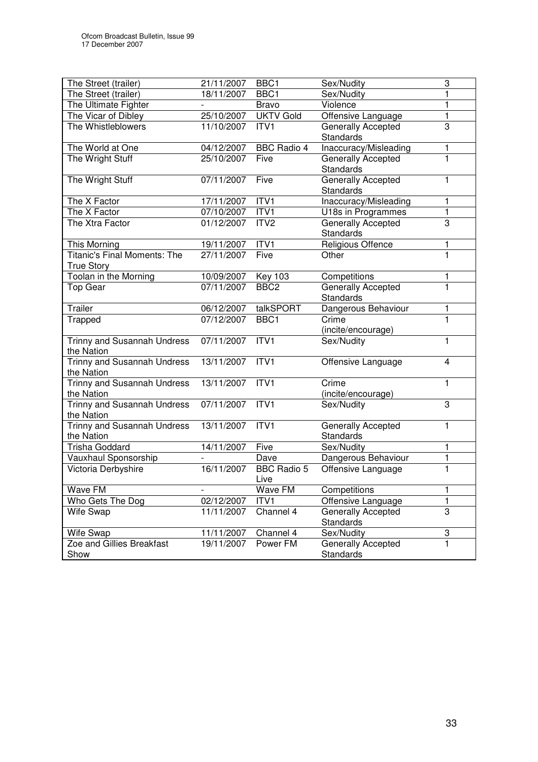| | | | | |
|---|---|---|---|---|
| The Street (trailer) | 21/11/2007 | BBC1 | Sex/Nudity | 3 |
| The Street (trailer) | 18/11/2007 | BBC1 | Sex/Nudity | 1 |
| The Ultimate Fighter | - | Bravo | Violence | 1 |
| The Vicar of Dibley | 25/10/2007 | UKTV Gold | Offensive Language | 1 |
| The Whistleblowers | 11/10/2007 | ITV1 | Generally Accepted Standards | 3 |
| The World at One | 04/12/2007 | BBC Radio 4 | Inaccuracy/Misleading | 1 |
| The Wright Stuff | 25/10/2007 | Five | Generally Accepted Standards | 1 |
| The Wright Stuff | 07/11/2007 | Five | Generally Accepted Standards | 1 |
| The X Factor | 17/11/2007 | ITV1 | Inaccuracy/Misleading | 1 |
| The X Factor | 07/10/2007 | ITV1 | U18s in Programmes | 1 |
| The Xtra Factor | 01/12/2007 | ITV2 | Generally Accepted Standards | 3 |
| This Morning | 19/11/2007 | ITV1 | Religious Offence | 1 |
| Titanic's Final Moments: The True Story | 27/11/2007 | Five | Other | 1 |
| Toolan in the Morning | 10/09/2007 | Key 103 | Competitions | 1 |
| Top Gear | 07/11/2007 | BBC2 | Generally Accepted Standards | 1 |
| Trailer | 06/12/2007 | talkSPORT | Dangerous Behaviour | 1 |
| Trapped | 07/12/2007 | BBC1 | Crime (incite/encourage) | 1 |
| Trinny and Susannah Undress the Nation | 07/11/2007 | ITV1 | Sex/Nudity | 1 |
| Trinny and Susannah Undress the Nation | 13/11/2007 | ITV1 | Offensive Language | 4 |
| Trinny and Susannah Undress the Nation | 13/11/2007 | ITV1 | Crime (incite/encourage) | 1 |
| Trinny and Susannah Undress the Nation | 07/11/2007 | ITV1 | Sex/Nudity | 3 |
| Trinny and Susannah Undress the Nation | 13/11/2007 | ITV1 | Generally Accepted Standards | 1 |
| Trisha Goddard | 14/11/2007 | Five | Sex/Nudity | 1 |
| Vauxhaul Sponsorship | - | Dave | Dangerous Behaviour | 1 |
| Victoria Derbyshire | 16/11/2007 | BBC Radio 5 Live | Offensive Language | 1 |
| Wave FM | - | Wave FM | Competitions | 1 |
| Who Gets The Dog | 02/12/2007 | ITV1 | Offensive Language | 1 |
| Wife Swap | 11/11/2007 | Channel 4 | Generally Accepted Standards | 3 |
| Wife Swap | 11/11/2007 | Channel 4 | Sex/Nudity | 3 |
| Zoe and Gillies Breakfast Show | 19/11/2007 | Power FM | Generally Accepted Standards | 1 |